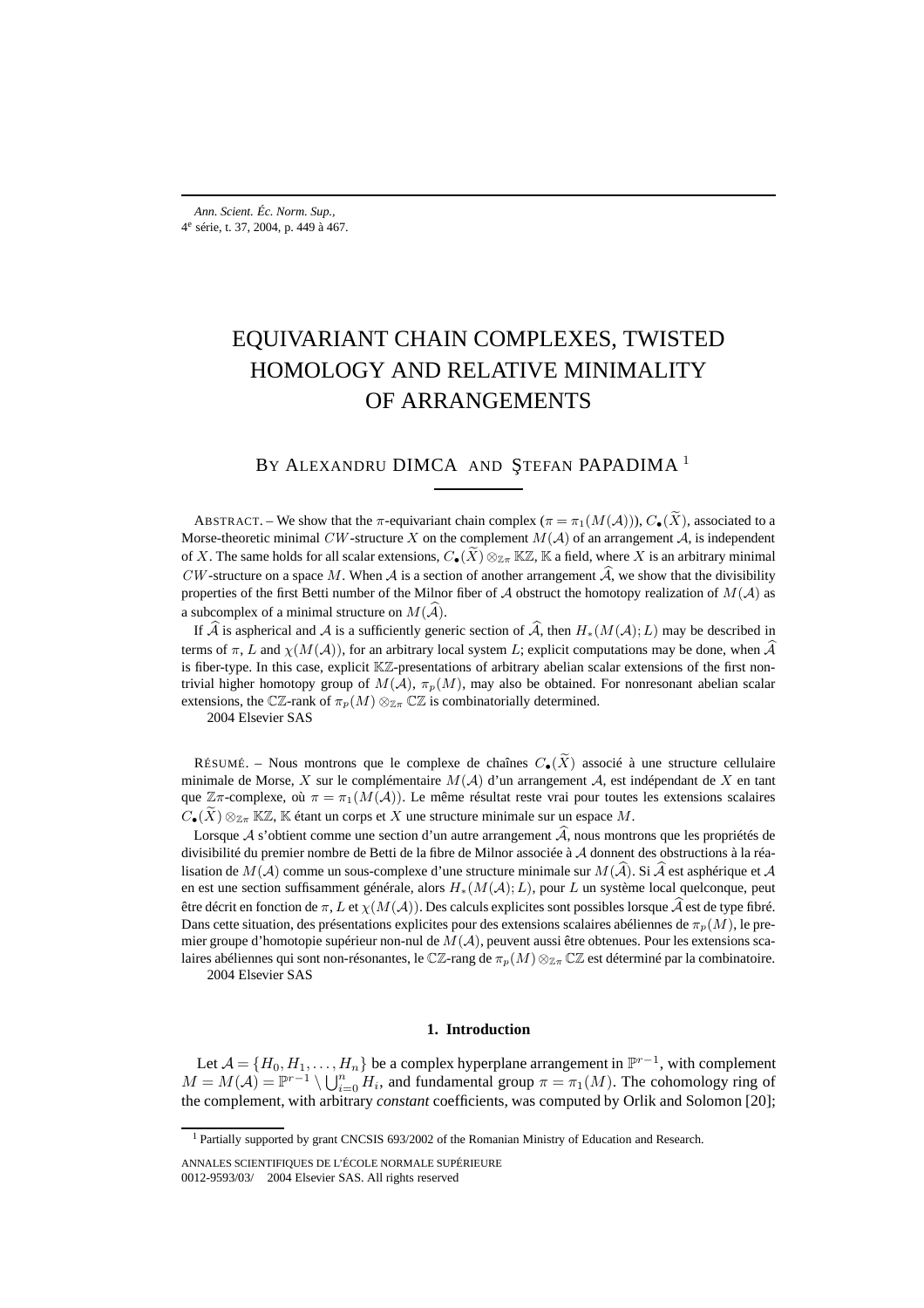# EQUIVARIANT CHAIN COMPLEXES, TWISTED HOMOLOGY AND RELATIVE MINIMALITY OF ARRANGEMENTS

BY ALEXANDRU DIMCA AND ŞTEFAN PAPADIMA [1]

ABSTRACT. – We show that the $\pi$-equivariant chain complex ($\pi = \pi_1(M(\mathcal{A}))$), $C_\bullet(\widetilde{X})$, associated to a Morse-theoretic minimal $CW$-structure $X$ on the complement $M(\mathcal{A})$ of an arrangement $\mathcal{A}$, is independent of $X$. The same holds for all scalar extensions, $C_\bullet(\widetilde{X}) \otimes_{\mathbb{Z}\pi} \mathbb{K}\mathbb{Z}$, $\mathbb{K}$ a field, where $X$ is an arbitrary minimal $CW$-structure on a space $M$. When $\mathcal{A}$ is a section of another arrangement $\widehat{\mathcal{A}}$, we show that the divisibility properties of the first Betti number of the Milnor fiber of $\mathcal{A}$ obstruct the homotopy realization of $M(\mathcal{A})$ as a subcomplex of a minimal structure on $M(\widehat{\mathcal{A}})$.

If $\widehat{\mathcal{A}}$ is aspherical and $\mathcal{A}$ is a sufficiently generic section of $\widehat{\mathcal{A}}$, then $H_*(M(\mathcal{A}); L)$ may be described in terms of $\pi$, $L$ and $\chi(M(\mathcal{A}))$, for an arbitrary local system $L$; explicit computations may be done, when $\widehat{\mathcal{A}}$ is fiber-type. In this case, explicit $\mathbb{K}\mathbb{Z}$-presentations of arbitrary abelian scalar extensions of the first nontrivial higher homotopy group of $M(\mathcal{A})$, $\pi_p(M)$, may also be obtained. For nonresonant abelian scalar extensions, the $\mathbb{C}\mathbb{Z}$-rank of $\pi_p(M) \otimes_{\mathbb{Z}\pi} \mathbb{C}\mathbb{Z}$ is combinatorially determined.

2004 Elsevier SAS

RÉSUMÉ. – Nous montrons que le complexe de chaînes $C_\bullet(\widetilde{X})$ associé à une structure cellulaire minimale de Morse, $X$ sur le complémentaire $M(\mathcal{A})$ d'un arrangement $\mathcal{A}$, est indépendant de $X$ en tant que $\mathbb{Z}\pi$-complexe, où $\pi = \pi_1(M(\mathcal{A}))$. Le même résultat reste vrai pour toutes les extensions scalaires $C_\bullet(\widetilde{X}) \otimes_{\mathbb{Z}\pi} \mathbb{K}\mathbb{Z}$, $\mathbb{K}$ étant un corps et $X$ une structure minimale sur un espace $M$.

Lorsque $\mathcal{A}$ s'obtient comme une section d'un autre arrangement $\widehat{\mathcal{A}}$, nous montrons que les propriétés de divisibilité du premier nombre de Betti de la fibre de Milnor associée à $\mathcal{A}$ donnent des obstructions à la réalisation de $M(\mathcal{A})$ comme un sous-complexe d'une structure minimale sur $M(\widehat{\mathcal{A}})$. Si $\widehat{\mathcal{A}}$ est asphérique et $\mathcal{A}$ en est une section suffisamment générale, alors $H_*(M(\mathcal{A}); L)$, pour $L$ un système local quelconque, peut être décrit en fonction de $\pi$, $L$ et $\chi(M(\mathcal{A}))$. Des calculs explicites sont possibles lorsque $\widehat{\mathcal{A}}$ est de type fibré. Dans cette situation, des présentations explicites pour des extensions scalaires abéliennes de $\pi_p(M)$, le premier groupe d'homotopie supérieur non-nul de $M(\mathcal{A})$, peuvent aussi être obtenues. Pour les extensions scalaires abéliennes qui sont non-résonantes, le $\mathbb{C}\mathbb{Z}$-rang de $\pi_p(M) \otimes_{\mathbb{Z}\pi} \mathbb{C}\mathbb{Z}$ est déterminé par la combinatoire.

2004 Elsevier SAS

## 1. Introduction

Let $\mathcal{A} = \{H_0, H_1, \ldots, H_n\}$ be a complex hyperplane arrangement in $\mathbb{P}^{r-1}$, with complement $M = M(\mathcal{A}) = \mathbb{P}^{r-1} \setminus \bigcup_{i=0}^{n} H_i$, and fundamental group $\pi = \pi_1(M)$. The cohomology ring of the complement, with arbitrary *constant* coefficients, was computed by Orlik and Solomon [20];

[1] Partially supported by grant CNCSIS 693/2002 of the Romanian Ministry of Education and Research.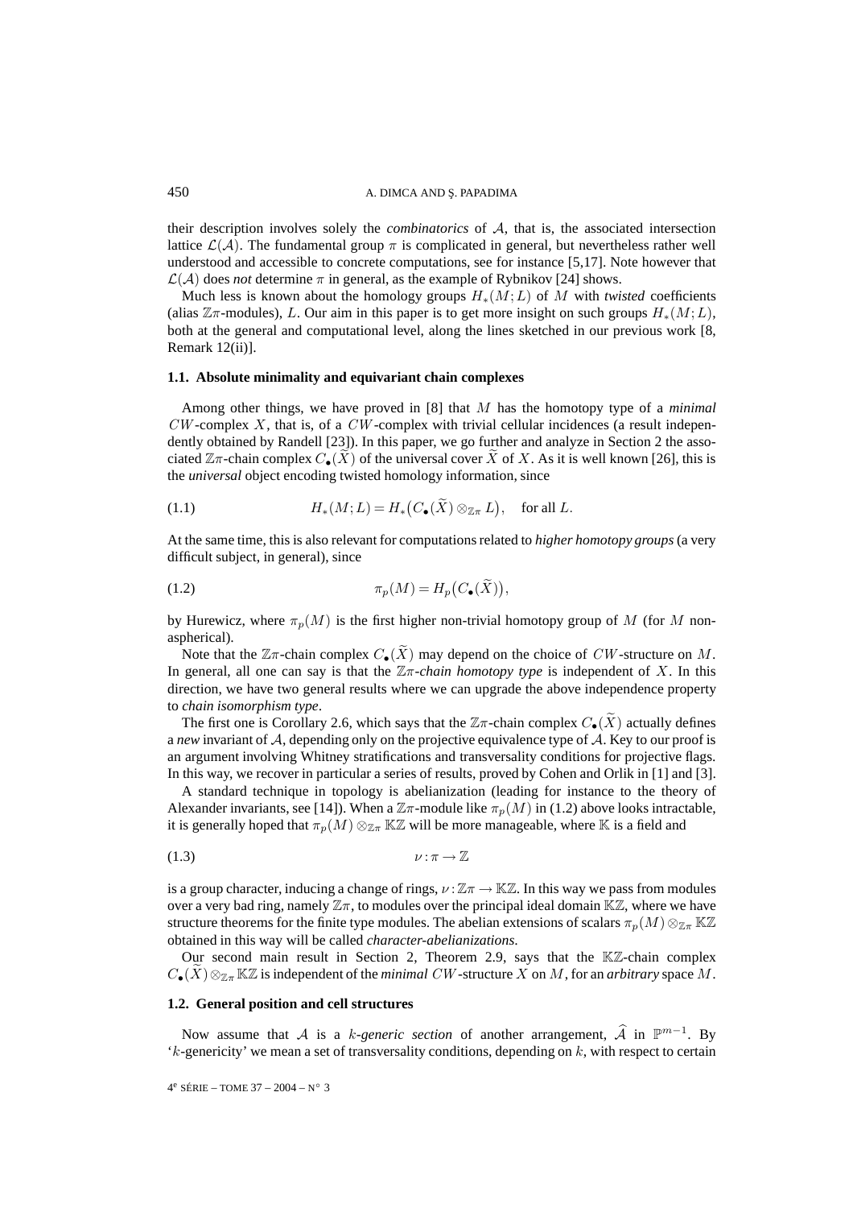their description involves solely the *combinatorics* of $\mathcal{A}$, that is, the associated intersection lattice $\mathcal{L}(\mathcal{A})$. The fundamental group $\pi$ is complicated in general, but nevertheless rather well understood and accessible to concrete computations, see for instance [5,17]. Note however that $\mathcal{L}(\mathcal{A})$ does *not* determine $\pi$ in general, as the example of Rybnikov [24] shows.

Much less is known about the homology groups $H_*(M;L)$ of $M$ with *twisted* coefficients (alias $\mathbb{Z}\pi$-modules), $L$. Our aim in this paper is to get more insight on such groups $H_*(M;L)$, both at the general and computational level, along the lines sketched in our previous work [8, Remark 12(ii)].

### 1.1. Absolute minimality and equivariant chain complexes

Among other things, we have proved in [8] that $M$ has the homotopy type of a *minimal* $CW$-complex $X$, that is, of a $CW$-complex with trivial cellular incidences (a result independently obtained by Randell [23]). In this paper, we go further and analyze in Section 2 the associated $\mathbb{Z}\pi$-chain complex $C_\bullet(\widetilde{X})$ of the universal cover $\widetilde{X}$ of $X$. As it is well known [26], this is the *universal* object encoding twisted homology information, since

$$H_*(M;L) = H_*\big(C_\bullet(\widetilde{X}) \otimes_{\mathbb{Z}\pi} L\big), \quad \text{for all } L. \tag{1.1}$$

At the same time, this is also relevant for computations related to *higher homotopy groups* (a very difficult subject, in general), since

$$\pi_p(M) = H_p\big(C_\bullet(\widetilde{X})\big), \tag{1.2}$$

by Hurewicz, where $\pi_p(M)$ is the first higher non-trivial homotopy group of $M$ (for $M$ non-aspherical).

Note that the $\mathbb{Z}\pi$-chain complex $C_\bullet(\widetilde{X})$ may depend on the choice of $CW$-structure on $M$. In general, all one can say is that the $\mathbb{Z}\pi$*-chain homotopy type* is independent of $X$. In this direction, we have two general results where we can upgrade the above independence property to *chain isomorphism type*.

The first one is Corollary 2.6, which says that the $\mathbb{Z}\pi$-chain complex $C_\bullet(\widetilde{X})$ actually defines a *new* invariant of $\mathcal{A}$, depending only on the projective equivalence type of $\mathcal{A}$. Key to our proof is an argument involving Whitney stratifications and transversality conditions for projective flags. In this way, we recover in particular a series of results, proved by Cohen and Orlik in [1] and [3].

A standard technique in topology is abelianization (leading for instance to the theory of Alexander invariants, see [14]). When a $\mathbb{Z}\pi$-module like $\pi_p(M)$ in (1.2) above looks intractable, it is generally hoped that $\pi_p(M) \otimes_{\mathbb{Z}\pi} \mathbb{K}\mathbb{Z}$ will be more manageable, where $\mathbb{K}$ is a field and

$$\nu : \pi \to \mathbb{Z} \tag{1.3}$$

is a group character, inducing a change of rings, $\nu : \mathbb{Z}\pi \to \mathbb{K}\mathbb{Z}$. In this way we pass from modules over a very bad ring, namely $\mathbb{Z}\pi$, to modules over the principal ideal domain $\mathbb{K}\mathbb{Z}$, where we have structure theorems for the finite type modules. The abelian extensions of scalars $\pi_p(M) \otimes_{\mathbb{Z}\pi} \mathbb{K}\mathbb{Z}$ obtained in this way will be called *character-abelianizations*.

Our second main result in Section 2, Theorem 2.9, says that the $\mathbb{K}\mathbb{Z}$-chain complex $C_\bullet(\widetilde{X}) \otimes_{\mathbb{Z}\pi} \mathbb{K}\mathbb{Z}$ is independent of the *minimal* $CW$-structure $X$ on $M$, for an *arbitrary* space $M$.

### 1.2. General position and cell structures

Now assume that $\mathcal{A}$ is a $k$*-generic section* of another arrangement, $\widehat{\mathcal{A}}$ in $\mathbb{P}^{m-1}$. By '$k$-genericity' we mean a set of transversality conditions, depending on $k$, with respect to certain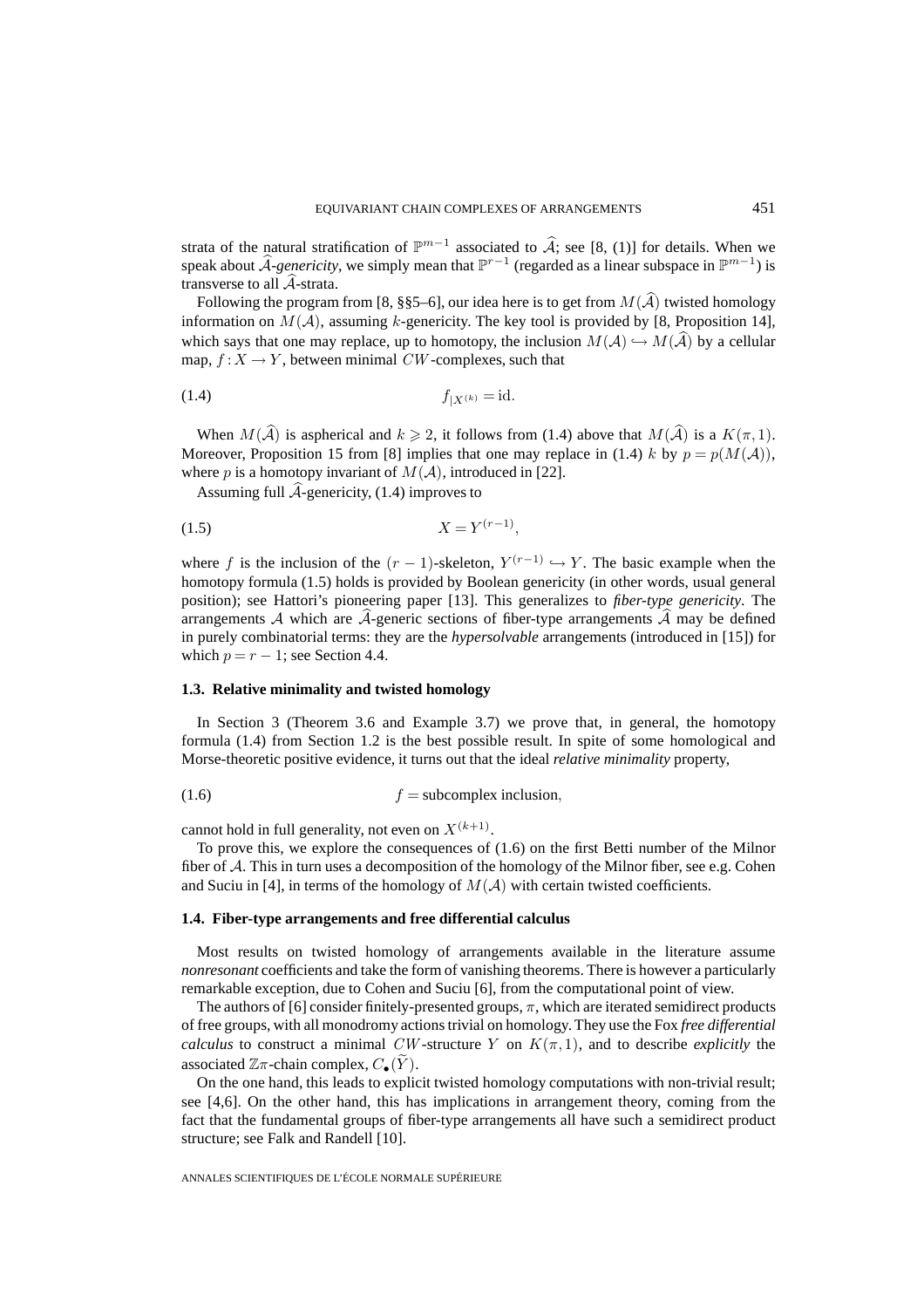strata of the natural stratification of $\mathbb{P}^{m-1}$ associated to $\widehat{\mathcal{A}}$; see [8, (1)] for details. When we speak about *$\widehat{\mathcal{A}}$-genericity*, we simply mean that $\mathbb{P}^{r-1}$ (regarded as a linear subspace in $\mathbb{P}^{m-1}$) is transverse to all $\widehat{\mathcal{A}}$-strata.

Following the program from [8, §§5–6], our idea here is to get from $M(\widehat{\mathcal{A}})$ twisted homology information on $M(\mathcal{A})$, assuming $k$-genericity. The key tool is provided by [8, Proposition 14], which says that one may replace, up to homotopy, the inclusion $M(\mathcal{A}) \hookrightarrow M(\widehat{\mathcal{A}})$ by a cellular map, $f: X \to Y$, between minimal $CW$-complexes, such that

$$f_{|X^{(k)}} = \mathrm{id}. \tag{1.4}$$

When $M(\widehat{\mathcal{A}})$ is aspherical and $k \geqslant 2$, it follows from (1.4) above that $M(\widehat{\mathcal{A}})$ is a $K(\pi, 1)$. Moreover, Proposition 15 from [8] implies that one may replace in (1.4) $k$ by $p = p(M(\mathcal{A}))$, where $p$ is a homotopy invariant of $M(\mathcal{A})$, introduced in [22].

Assuming full $\widehat{\mathcal{A}}$-genericity, (1.4) improves to

$$X = Y^{(r-1)}, \tag{1.5}$$

where $f$ is the inclusion of the $(r-1)$-skeleton, $Y^{(r-1)} \hookrightarrow Y$. The basic example when the homotopy formula (1.5) holds is provided by Boolean genericity (in other words, usual general position); see Hattori's pioneering paper [13]. This generalizes to *fiber-type genericity*. The arrangements $\mathcal{A}$ which are $\widehat{\mathcal{A}}$-generic sections of fiber-type arrangements $\widehat{\mathcal{A}}$ may be defined in purely combinatorial terms: they are the *hypersolvable* arrangements (introduced in [15]) for which $p = r - 1$; see Section 4.4.

### 1.3. Relative minimality and twisted homology

In Section 3 (Theorem 3.6 and Example 3.7) we prove that, in general, the homotopy formula (1.4) from Section 1.2 is the best possible result. In spite of some homological and Morse-theoretic positive evidence, it turns out that the ideal *relative minimality* property,

$$f = \text{subcomplex inclusion}, \tag{1.6}$$

cannot hold in full generality, not even on $X^{(k+1)}$.

To prove this, we explore the consequences of (1.6) on the first Betti number of the Milnor fiber of $\mathcal{A}$. This in turn uses a decomposition of the homology of the Milnor fiber, see e.g. Cohen and Suciu in [4], in terms of the homology of $M(\mathcal{A})$ with certain twisted coefficients.

### 1.4. Fiber-type arrangements and free differential calculus

Most results on twisted homology of arrangements available in the literature assume *nonresonant* coefficients and take the form of vanishing theorems. There is however a particularly remarkable exception, due to Cohen and Suciu [6], from the computational point of view.

The authors of [6] consider finitely-presented groups, $\pi$, which are iterated semidirect products of free groups, with all monodromy actions trivial on homology. They use the Fox *free differential calculus* to construct a minimal $CW$-structure $Y$ on $K(\pi, 1)$, and to describe *explicitly* the associated $\mathbb{Z}\pi$-chain complex, $C_\bullet(\widetilde{Y})$.

On the one hand, this leads to explicit twisted homology computations with non-trivial result; see [4,6]. On the other hand, this has implications in arrangement theory, coming from the fact that the fundamental groups of fiber-type arrangements all have such a semidirect product structure; see Falk and Randell [10].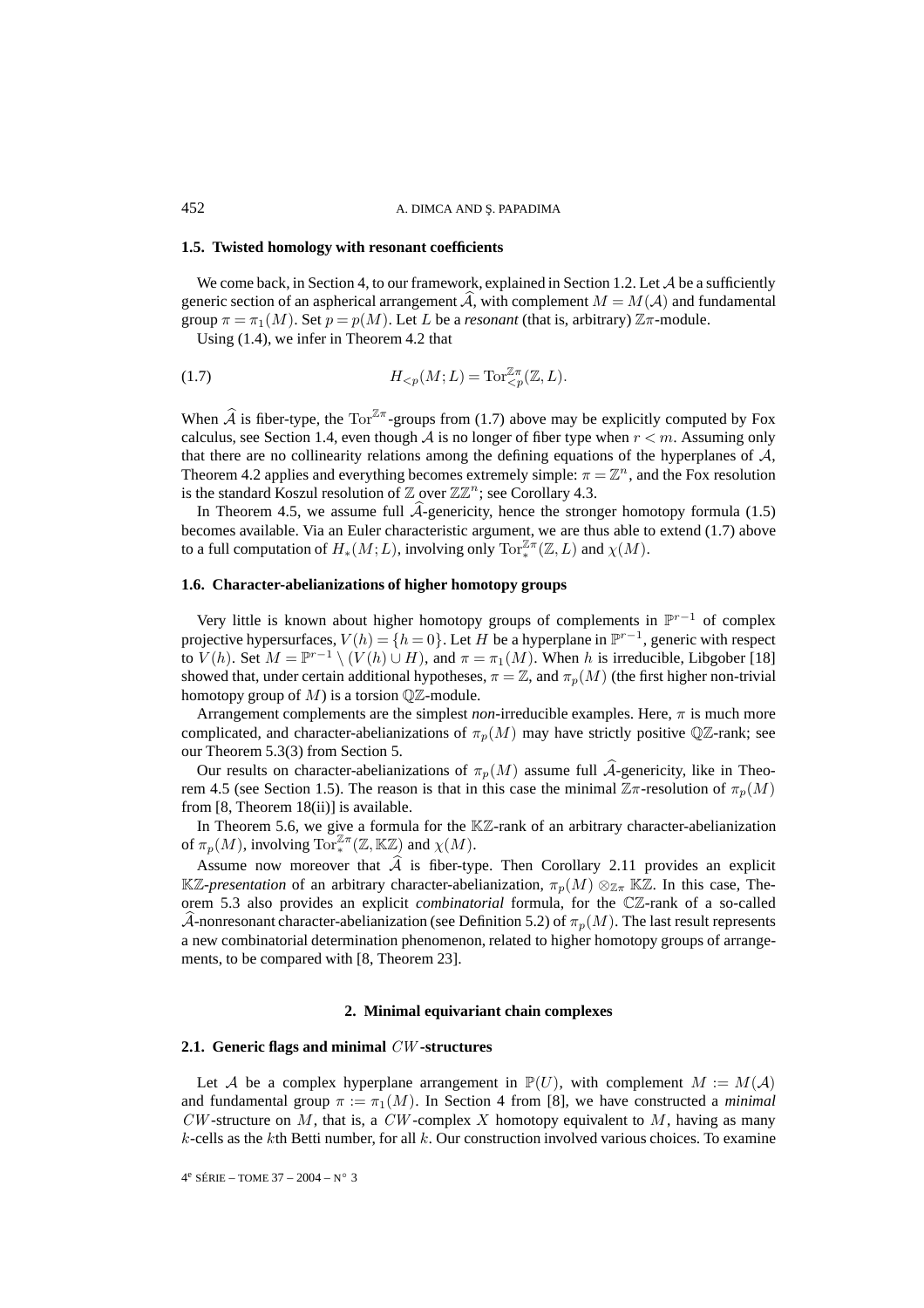### 1.5. Twisted homology with resonant coefficients

We come back, in Section 4, to our framework, explained in Section 1.2. Let $\mathcal{A}$ be a sufficiently generic section of an aspherical arrangement $\widehat{\mathcal{A}}$, with complement $M = M(\mathcal{A})$ and fundamental group $\pi = \pi_1(M)$. Set $p = p(M)$. Let $L$ be a *resonant* (that is, arbitrary) $\mathbb{Z}\pi$-module.

Using (1.4), we infer in Theorem 4.2 that

$$H_{<p}(M; L) = \operatorname{Tor}^{\mathbb{Z}\pi}_{<p}(\mathbb{Z}, L). \tag{1.7}$$

When $\widehat{\mathcal{A}}$ is fiber-type, the $\operatorname{Tor}^{\mathbb{Z}\pi}$-groups from (1.7) above may be explicitly computed by Fox calculus, see Section 1.4, even though $\mathcal{A}$ is no longer of fiber type when $r < m$. Assuming only that there are no collinearity relations among the defining equations of the hyperplanes of $\mathcal{A}$, Theorem 4.2 applies and everything becomes extremely simple: $\pi = \mathbb{Z}^n$, and the Fox resolution is the standard Koszul resolution of $\mathbb{Z}$ over $\mathbb{Z}\mathbb{Z}^n$; see Corollary 4.3.

In Theorem 4.5, we assume full $\widehat{\mathcal{A}}$-genericity, hence the stronger homotopy formula (1.5) becomes available. Via an Euler characteristic argument, we are thus able to extend (1.7) above to a full computation of $H_*(M; L)$, involving only $\operatorname{Tor}^{\mathbb{Z}\pi}_*(\mathbb{Z}, L)$ and $\chi(M)$.

### 1.6. Character-abelianizations of higher homotopy groups

Very little is known about higher homotopy groups of complements in $\mathbb{P}^{r-1}$ of complex projective hypersurfaces, $V(h) = \{h = 0\}$. Let $H$ be a hyperplane in $\mathbb{P}^{r-1}$, generic with respect to $V(h)$. Set $M = \mathbb{P}^{r-1} \setminus (V(h) \cup H)$, and $\pi = \pi_1(M)$. When $h$ is irreducible, Libgober [18] showed that, under certain additional hypotheses, $\pi = \mathbb{Z}$, and $\pi_p(M)$ (the first higher non-trivial homotopy group of $M$) is a torsion $\mathbb{Q}\mathbb{Z}$-module.

Arrangement complements are the simplest *non*-irreducible examples. Here, $\pi$ is much more complicated, and character-abelianizations of $\pi_p(M)$ may have strictly positive $\mathbb{Q}\mathbb{Z}$-rank; see our Theorem 5.3(3) from Section 5.

Our results on character-abelianizations of $\pi_p(M)$ assume full $\widehat{\mathcal{A}}$-genericity, like in Theorem 4.5 (see Section 1.5). The reason is that in this case the minimal $\mathbb{Z}\pi$-resolution of $\pi_p(M)$ from [8, Theorem 18(ii)] is available.

In Theorem 5.6, we give a formula for the $\mathbb{K}\mathbb{Z}$-rank of an arbitrary character-abelianization of $\pi_p(M)$, involving $\operatorname{Tor}^{\mathbb{Z}\pi}_*(\mathbb{Z}, \mathbb{K}\mathbb{Z})$ and $\chi(M)$.

Assume now moreover that $\widehat{\mathcal{A}}$ is fiber-type. Then Corollary 2.11 provides an explicit $\mathbb{K}\mathbb{Z}$-*presentation* of an arbitrary character-abelianization, $\pi_p(M) \otimes_{\mathbb{Z}\pi} \mathbb{K}\mathbb{Z}$. In this case, Theorem 5.3 also provides an explicit *combinatorial* formula, for the $\mathbb{C}\mathbb{Z}$-rank of a so-called $\widehat{\mathcal{A}}$-nonresonant character-abelianization (see Definition 5.2) of $\pi_p(M)$. The last result represents a new combinatorial determination phenomenon, related to higher homotopy groups of arrangements, to be compared with [8, Theorem 23].

## 2. Minimal equivariant chain complexes

### 2.1. Generic flags and minimal $CW$-structures

Let $\mathcal{A}$ be a complex hyperplane arrangement in $\mathbb{P}(U)$, with complement $M := M(\mathcal{A})$ and fundamental group $\pi := \pi_1(M)$. In Section 4 from [8], we have constructed a *minimal* $CW$-structure on $M$, that is, a $CW$-complex $X$ homotopy equivalent to $M$, having as many $k$-cells as the $k$th Betti number, for all $k$. Our construction involved various choices. To examine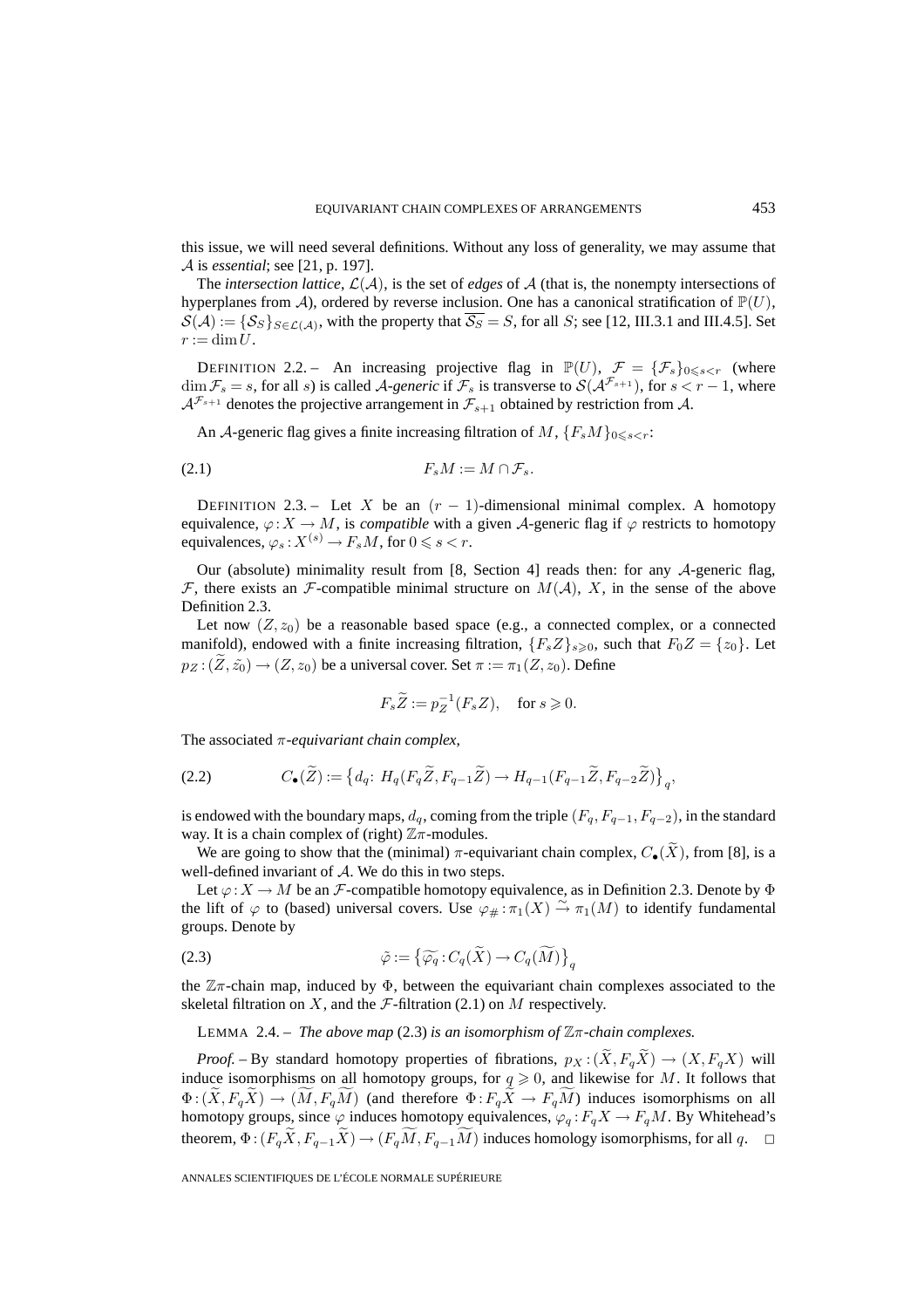this issue, we will need several definitions. Without any loss of generality, we may assume that $\mathcal{A}$ is *essential*; see [21, p. 197].

The *intersection lattice*, $\mathcal{L}(\mathcal{A})$, is the set of *edges* of $\mathcal{A}$ (that is, the nonempty intersections of hyperplanes from $\mathcal{A}$), ordered by reverse inclusion. One has a canonical stratification of $\mathbb{P}(U)$, $\mathcal{S}(\mathcal{A}) := \{\mathcal{S}_S\}_{S\in\mathcal{L}(\mathcal{A})}$, with the property that $\overline{\mathcal{S}_S} = S$, for all $S$; see [12, III.3.1 and III.4.5]. Set $r := \dim U$.

DEFINITION 2.2. – An increasing projective flag in $\mathbb{P}(U)$, $\mathcal{F} = \{\mathcal{F}_s\}_{0\leqslant s<r}$ (where $\dim \mathcal{F}_s = s$, for all $s$) is called *$\mathcal{A}$-generic* if $\mathcal{F}_s$ is transverse to $\mathcal{S}(\mathcal{A}^{\mathcal{F}_{s+1}})$, for $s < r-1$, where $\mathcal{A}^{\mathcal{F}_{s+1}}$ denotes the projective arrangement in $\mathcal{F}_{s+1}$ obtained by restriction from $\mathcal{A}$.

An $\mathcal{A}$-generic flag gives a finite increasing filtration of $M$, $\{F_sM\}_{0\leqslant s<r}$:

$$F_sM := M \cap \mathcal{F}_s. \tag{2.1}$$

DEFINITION 2.3. – Let $X$ be an $(r-1)$-dimensional minimal complex. A homotopy equivalence, $\varphi : X \to M$, is *compatible* with a given $\mathcal{A}$-generic flag if $\varphi$ restricts to homotopy equivalences, $\varphi_s : X^{(s)} \to F_sM$, for $0 \leqslant s < r$.

Our (absolute) minimality result from [8, Section 4] reads then: for any $\mathcal{A}$-generic flag, $\mathcal{F}$, there exists an $\mathcal{F}$-compatible minimal structure on $M(\mathcal{A})$, $X$, in the sense of the above Definition 2.3.

Let now $(Z, z_0)$ be a reasonable based space (e.g., a connected complex, or a connected manifold), endowed with a finite increasing filtration, $\{F_sZ\}_{s\geqslant 0}$, such that $F_0Z = \{z_0\}$. Let $p_Z : (\widetilde{Z}, \tilde{z}_0) \to (Z, z_0)$ be a universal cover. Set $\pi := \pi_1(Z, z_0)$. Define

$$F_s\widetilde{Z} := p_Z^{-1}(F_sZ), \quad \text{for } s \geqslant 0.$$

The associated *$\pi$-equivariant chain complex*,

$$C_\bullet(\widetilde{Z}) := \left\{d_q \colon H_q(F_q\widetilde{Z}, F_{q-1}\widetilde{Z}) \to H_{q-1}(F_{q-1}\widetilde{Z}, F_{q-2}\widetilde{Z})\right\}_q, \tag{2.2}$$

is endowed with the boundary maps, $d_q$, coming from the triple $(F_q, F_{q-1}, F_{q-2})$, in the standard way. It is a chain complex of (right) $\mathbb{Z}\pi$-modules.

We are going to show that the (minimal) $\pi$-equivariant chain complex, $C_\bullet(\widetilde{X})$, from [8], is a well-defined invariant of $\mathcal{A}$. We do this in two steps.

Let $\varphi : X \to M$ be an $\mathcal{F}$-compatible homotopy equivalence, as in Definition 2.3. Denote by $\Phi$ the lift of $\varphi$ to (based) universal covers. Use $\varphi_\# : \pi_1(X) \xrightarrow{\sim} \pi_1(M)$ to identify fundamental groups. Denote by

$$\tilde{\varphi} := \left\{\widetilde{\varphi_q} : C_q(\widetilde{X}) \to C_q(\widetilde{M})\right\}_q \tag{2.3}$$

the $\mathbb{Z}\pi$-chain map, induced by $\Phi$, between the equivariant chain complexes associated to the skeletal filtration on $X$, and the $\mathcal{F}$-filtration (2.1) on $M$ respectively.

LEMMA 2.4. – *The above map* (2.3) *is an isomorphism of $\mathbb{Z}\pi$-chain complexes.*

*Proof.* – By standard homotopy properties of fibrations, $p_X : (\widetilde{X}, F_q\widetilde{X}) \to (X, F_qX)$ will induce isomorphisms on all homotopy groups, for $q \geqslant 0$, and likewise for $M$. It follows that $\Phi : (\widetilde{X}, F_q\widetilde{X}) \to (\widetilde{M}, F_q\widetilde{M})$ (and therefore $\Phi : F_q\widetilde{X} \to F_q\widetilde{M}$) induces isomorphisms on all homotopy groups, since $\varphi$ induces homotopy equivalences, $\varphi_q : F_qX \to F_qM$. By Whitehead's theorem, $\Phi : (F_q\widetilde{X}, F_{q-1}\widetilde{X}) \to (F_q\widetilde{M}, F_{q-1}\widetilde{M})$ induces homology isomorphisms, for all $q$. $\square$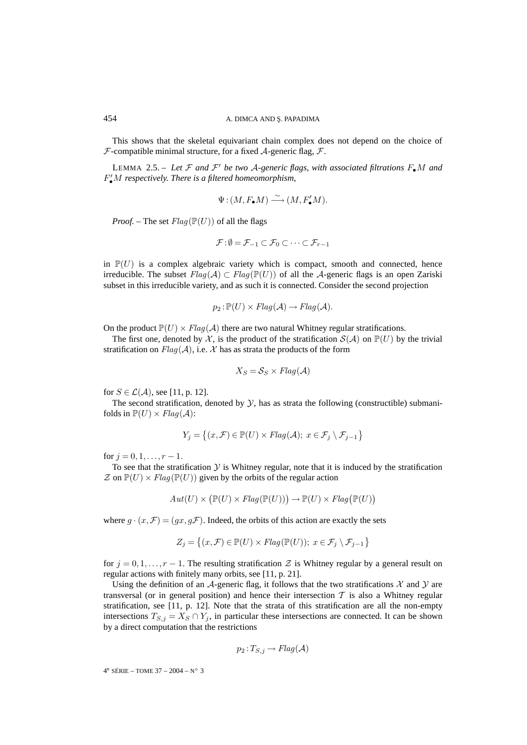This shows that the skeletal equivariant chain complex does not depend on the choice of $\mathcal{F}$-compatible minimal structure, for a fixed $\mathcal{A}$-generic flag, $\mathcal{F}$.

LEMMA 2.5. – *Let $\mathcal{F}$ and $\mathcal{F}'$ be two $\mathcal{A}$-generic flags, with associated filtrations $F_\bullet M$ and $F'_\bullet M$ respectively. There is a filtered homeomorphism,*

$$\Psi : (M, F_\bullet M) \xrightarrow{\sim} (M, F'_\bullet M).$$

*Proof.* – The set $Flag(\mathbb{P}(U))$ of all the flags

$$\mathcal{F} : \emptyset = \mathcal{F}_{-1} \subset \mathcal{F}_0 \subset \cdots \subset \mathcal{F}_{r-1}$$

in $\mathbb{P}(U)$ is a complex algebraic variety which is compact, smooth and connected, hence irreducible. The subset $Flag(\mathcal{A}) \subset Flag(\mathbb{P}(U))$ of all the $\mathcal{A}$-generic flags is an open Zariski subset in this irreducible variety, and as such it is connected. Consider the second projection

$$p_2 : \mathbb{P}(U) \times Flag(\mathcal{A}) \to Flag(\mathcal{A}).$$

On the product $\mathbb{P}(U) \times Flag(\mathcal{A})$ there are two natural Whitney regular stratifications.

The first one, denoted by $\mathcal{X}$, is the product of the stratification $\mathcal{S}(\mathcal{A})$ on $\mathbb{P}(U)$ by the trivial stratification on $Flag(\mathcal{A})$, i.e. $\mathcal{X}$ has as strata the products of the form

$$X_S = \mathcal{S}_S \times Flag(\mathcal{A})$$

for $S \in \mathcal{L}(\mathcal{A})$, see [11, p. 12].

The second stratification, denoted by $\mathcal{Y}$, has as strata the following (constructible) submanifolds in $\mathbb{P}(U) \times Flag(\mathcal{A})$:

$$Y_j = \{(x, \mathcal{F}) \in \mathbb{P}(U) \times Flag(\mathcal{A});\ x \in \mathcal{F}_j \setminus \mathcal{F}_{j-1}\}$$

for $j = 0, 1, \ldots, r-1$.

To see that the stratification $\mathcal{Y}$ is Whitney regular, note that it is induced by the stratification $\mathcal{Z}$ on $\mathbb{P}(U) \times Flag(\mathbb{P}(U))$ given by the orbits of the regular action

$$Aut(U) \times (\mathbb{P}(U) \times Flag(\mathbb{P}(U))) \to \mathbb{P}(U) \times Flag(\mathbb{P}(U))$$

where $g \cdot (x, \mathcal{F}) = (gx, g\mathcal{F})$. Indeed, the orbits of this action are exactly the sets

$$Z_j = \{(x, \mathcal{F}) \in \mathbb{P}(U) \times Flag(\mathbb{P}(U));\ x \in \mathcal{F}_j \setminus \mathcal{F}_{j-1}\}$$

for $j = 0, 1, \ldots, r-1$. The resulting stratification $\mathcal{Z}$ is Whitney regular by a general result on regular actions with finitely many orbits, see [11, p. 21].

Using the definition of an $\mathcal{A}$-generic flag, it follows that the two stratifications $\mathcal{X}$ and $\mathcal{Y}$ are transversal (or in general position) and hence their intersection $\mathcal{T}$ is also a Whitney regular stratification, see [11, p. 12]. Note that the strata of this stratification are all the non-empty intersections $T_{S,j} = X_S \cap Y_j$, in particular these intersections are connected. It can be shown by a direct computation that the restrictions

$$p_2 : T_{S,j} \to Flag(\mathcal{A})$$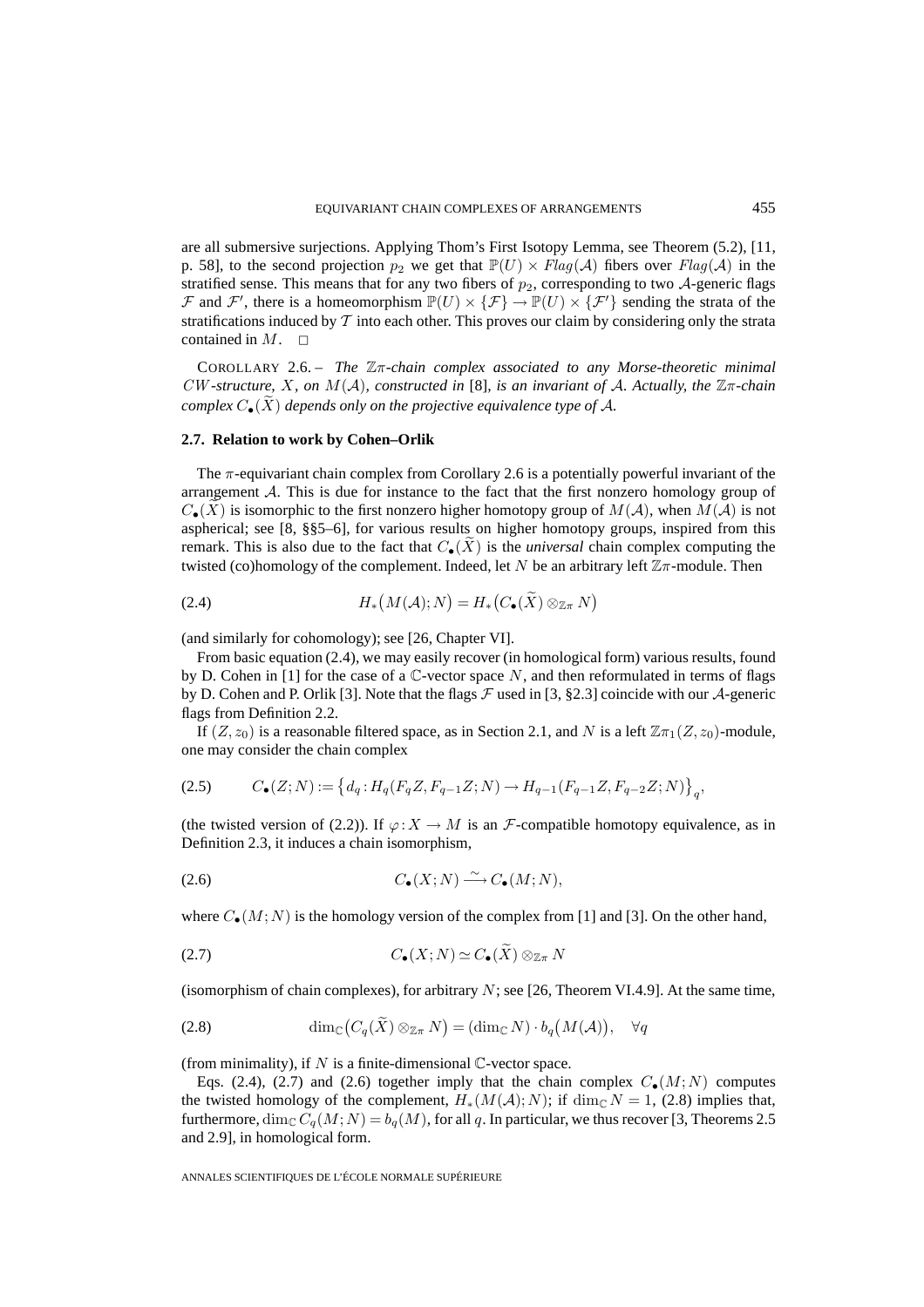are all submersive surjections. Applying Thom's First Isotopy Lemma, see Theorem (5.2), [11, p. 58], to the second projection $p_2$ we get that $\mathbb{P}(U) \times Flag(\mathcal{A})$ fibers over $Flag(\mathcal{A})$ in the stratified sense. This means that for any two fibers of $p_2$, corresponding to two $\mathcal{A}$-generic flags $\mathcal{F}$ and $\mathcal{F}'$, there is a homeomorphism $\mathbb{P}(U) \times \{\mathcal{F}\} \to \mathbb{P}(U) \times \{\mathcal{F}'\}$ sending the strata of the stratifications induced by $\mathcal{T}$ into each other. This proves our claim by considering only the strata contained in $M$. $\square$

COROLLARY 2.6. – *The $\mathbb{Z}\pi$-chain complex associated to any Morse-theoretic minimal $CW$-structure, $X$, on $M(\mathcal{A})$, constructed in* [8], *is an invariant of $\mathcal{A}$. Actually, the $\mathbb{Z}\pi$-chain complex $C_\bullet(\widetilde{X})$ depends only on the projective equivalence type of $\mathcal{A}$.*

### 2.7. Relation to work by Cohen–Orlik

The $\pi$-equivariant chain complex from Corollary 2.6 is a potentially powerful invariant of the arrangement $\mathcal{A}$. This is due for instance to the fact that the first nonzero homology group of $C_\bullet(\widetilde{X})$ is isomorphic to the first nonzero higher homotopy group of $M(\mathcal{A})$, when $M(\mathcal{A})$ is not aspherical; see [8, §§5–6], for various results on higher homotopy groups, inspired from this remark. This is also due to the fact that $C_\bullet(\widetilde{X})$ is the *universal* chain complex computing the twisted (co)homology of the complement. Indeed, let $N$ be an arbitrary left $\mathbb{Z}\pi$-module. Then

$$H_*\big(M(\mathcal{A}); N\big) = H_*\big(C_\bullet(\widetilde{X}) \otimes_{\mathbb{Z}\pi} N\big) \tag{2.4}$$

(and similarly for cohomology); see [26, Chapter VI].

From basic equation (2.4), we may easily recover (in homological form) various results, found by D. Cohen in [1] for the case of a $\mathbb{C}$-vector space $N$, and then reformulated in terms of flags by D. Cohen and P. Orlik [3]. Note that the flags $\mathcal{F}$ used in [3, §2.3] coincide with our $\mathcal{A}$-generic flags from Definition 2.2.

If $(Z, z_0)$ is a reasonable filtered space, as in Section 2.1, and $N$ is a left $\mathbb{Z}\pi_1(Z, z_0)$-module, one may consider the chain complex

$$C_\bullet(Z; N) := \big\{d_q : H_q(F_q Z, F_{q-1} Z; N) \to H_{q-1}(F_{q-1} Z, F_{q-2} Z; N)\big\}_q, \tag{2.5}$$

(the twisted version of (2.2)). If $\varphi : X \to M$ is an $\mathcal{F}$-compatible homotopy equivalence, as in Definition 2.3, it induces a chain isomorphism,

$$C_\bullet(X; N) \xrightarrow{\sim} C_\bullet(M; N), \tag{2.6}$$

where $C_\bullet(M; N)$ is the homology version of the complex from [1] and [3]. On the other hand,

$$C_\bullet(X; N) \simeq C_\bullet(\widetilde{X}) \otimes_{\mathbb{Z}\pi} N \tag{2.7}$$

(isomorphism of chain complexes), for arbitrary $N$; see [26, Theorem VI.4.9]. At the same time,

$$\dim_{\mathbb{C}}\big(C_q(\widetilde{X}) \otimes_{\mathbb{Z}\pi} N\big) = (\dim_{\mathbb{C}} N) \cdot b_q\big(M(\mathcal{A})\big), \quad \forall q \tag{2.8}$$

(from minimality), if $N$ is a finite-dimensional $\mathbb{C}$-vector space.

Eqs. (2.4), (2.7) and (2.6) together imply that the chain complex $C_\bullet(M; N)$ computes the twisted homology of the complement, $H_*(M(\mathcal{A}); N)$; if $\dim_{\mathbb{C}} N = 1$, (2.8) implies that, furthermore, $\dim_{\mathbb{C}} C_q(M; N) = b_q(M)$, for all $q$. In particular, we thus recover [3, Theorems 2.5 and 2.9], in homological form.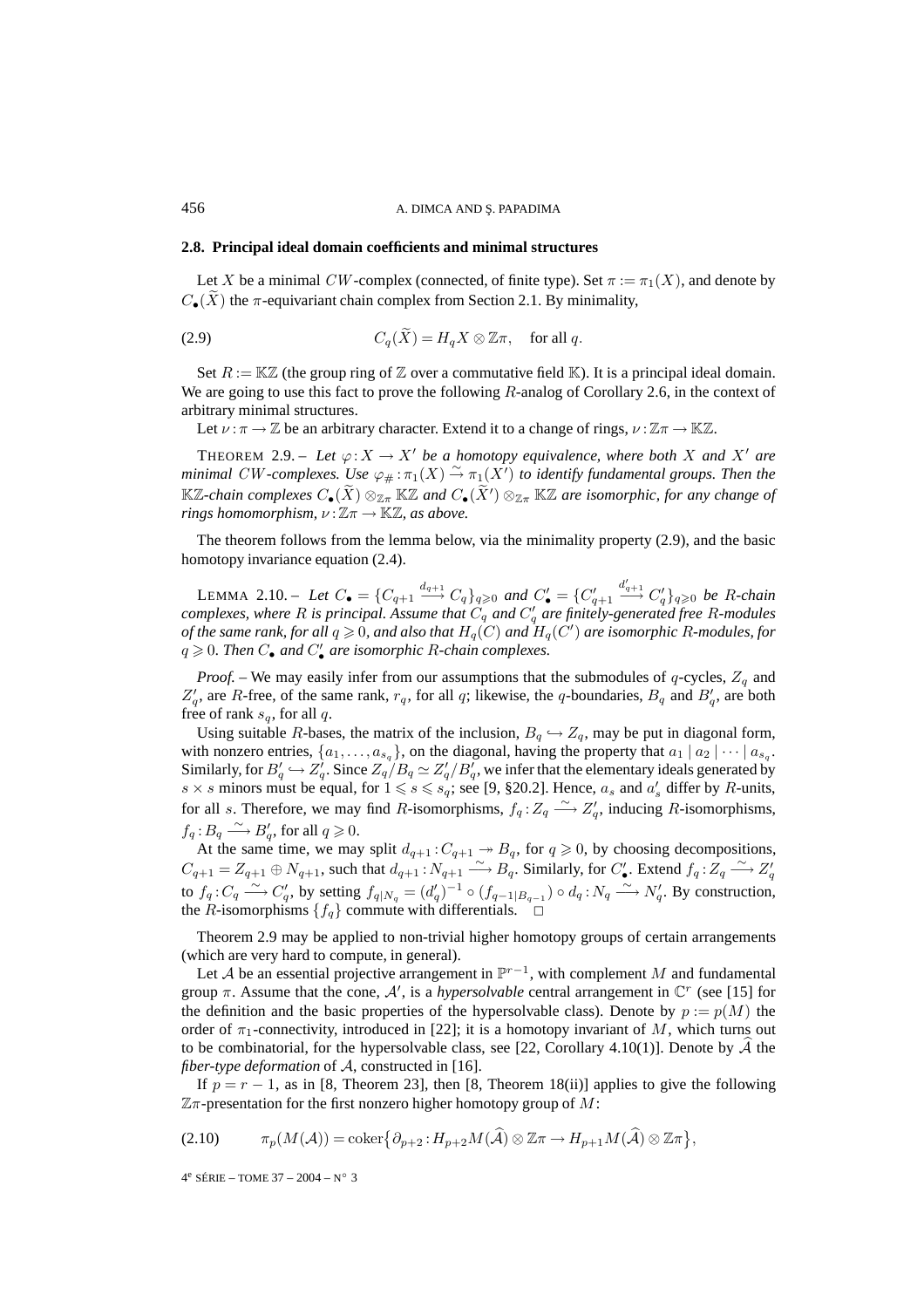### 2.8. Principal ideal domain coefficients and minimal structures

Let $X$ be a minimal $CW$-complex (connected, of finite type). Set $\pi := \pi_1(X)$, and denote by $C_\bullet(\widetilde{X})$ the $\pi$-equivariant chain complex from Section 2.1. By minimality,

$$C_q(\widetilde{X}) = H_q X \otimes \mathbb{Z}\pi, \quad \text{for all } q. \tag{2.9}$$

Set $R := \mathbb{K}\mathbb{Z}$ (the group ring of $\mathbb{Z}$ over a commutative field $\mathbb{K}$). It is a principal ideal domain. We are going to use this fact to prove the following $R$-analog of Corollary 2.6, in the context of arbitrary minimal structures.

Let $\nu : \pi \to \mathbb{Z}$ be an arbitrary character. Extend it to a change of rings, $\nu : \mathbb{Z}\pi \to \mathbb{K}\mathbb{Z}$.

THEOREM 2.9. – *Let $\varphi : X \to X'$ be a homotopy equivalence, where both $X$ and $X'$ are minimal $CW$-complexes. Use $\varphi_\# : \pi_1(X) \xrightarrow{\sim} \pi_1(X')$ to identify fundamental groups. Then the $\mathbb{K}\mathbb{Z}$-chain complexes $C_\bullet(\widetilde{X}) \otimes_{\mathbb{Z}\pi} \mathbb{K}\mathbb{Z}$ and $C_\bullet(\widetilde{X}') \otimes_{\mathbb{Z}\pi} \mathbb{K}\mathbb{Z}$ are isomorphic, for any change of rings homomorphism, $\nu : \mathbb{Z}\pi \to \mathbb{K}\mathbb{Z}$, as above.*

The theorem follows from the lemma below, via the minimality property (2.9), and the basic homotopy invariance equation (2.4).

LEMMA 2.10. – *Let $C_\bullet = \{C_{q+1} \xrightarrow{d_{q+1}} C_q\}_{q \geqslant 0}$ and $C'_\bullet = \{C'_{q+1} \xrightarrow{d'_{q+1}} C'_q\}_{q \geqslant 0}$ be $R$-chain complexes, where $R$ is principal. Assume that $C_q$ and $C'_q$ are finitely-generated free $R$-modules of the same rank, for all $q \geqslant 0$, and also that $H_q(C)$ and $H_q(C')$ are isomorphic $R$-modules, for $q \geqslant 0$. Then $C_\bullet$ and $C'_\bullet$ are isomorphic $R$-chain complexes.*

*Proof.* – We may easily infer from our assumptions that the submodules of $q$-cycles, $Z_q$ and $Z'_q$, are $R$-free, of the same rank, $r_q$, for all $q$; likewise, the $q$-boundaries, $B_q$ and $B'_q$, are both free of rank $s_q$, for all $q$.

Using suitable $R$-bases, the matrix of the inclusion, $B_q \hookrightarrow Z_q$, may be put in diagonal form, with nonzero entries, $\{a_1, \ldots, a_{s_q}\}$, on the diagonal, having the property that $a_1 \mid a_2 \mid \cdots \mid a_{s_q}$. Similarly, for $B'_q \hookrightarrow Z'_q$. Since $Z_q/B_q \simeq Z'_q/B'_q$, we infer that the elementary ideals generated by $s \times s$ minors must be equal, for $1 \leqslant s \leqslant s_q$; see [9, §20.2]. Hence, $a_s$ and $a'_s$ differ by $R$-units, for all $s$. Therefore, we may find $R$-isomorphisms, $f_q : Z_q \xrightarrow{\sim} Z'_q$, inducing $R$-isomorphisms, $f_q : B_q \xrightarrow{\sim} B'_q$, for all $q \geqslant 0$.

At the same time, we may split $d_{q+1} : C_{q+1} \twoheadrightarrow B_q$, for $q \geqslant 0$, by choosing decompositions, $C_{q+1} = Z_{q+1} \oplus N_{q+1}$, such that $d_{q+1} : N_{q+1} \xrightarrow{\sim} B_q$. Similarly, for $C'_\bullet$. Extend $f_q : Z_q \xrightarrow{\sim} Z'_q$ to $f_q : C_q \xrightarrow{\sim} C'_q$, by setting $f_{q|N_q} = (d'_q)^{-1} \circ (f_{q-1|B_{q-1}}) \circ d_q : N_q \xrightarrow{\sim} N'_q$. By construction, the $R$-isomorphisms $\{f_q\}$ commute with differentials. □

Theorem 2.9 may be applied to non-trivial higher homotopy groups of certain arrangements (which are very hard to compute, in general).

Let $\mathcal{A}$ be an essential projective arrangement in $\mathbb{P}^{r-1}$, with complement $M$ and fundamental group $\pi$. Assume that the cone, $\mathcal{A}'$, is a *hypersolvable* central arrangement in $\mathbb{C}^r$ (see [15] for the definition and the basic properties of the hypersolvable class). Denote by $p := p(M)$ the order of $\pi_1$-connectivity, introduced in [22]; it is a homotopy invariant of $M$, which turns out to be combinatorial, for the hypersolvable class, see [22, Corollary 4.10(1)]. Denote by $\widehat{\mathcal{A}}$ the *fiber-type deformation* of $\mathcal{A}$, constructed in [16].

If $p = r - 1$, as in [8, Theorem 23], then [8, Theorem 18(ii)] applies to give the following $\mathbb{Z}\pi$-presentation for the first nonzero higher homotopy group of $M$:

$$\pi_p(M(\mathcal{A})) = \operatorname{coker}\{\partial_{p+2} : H_{p+2}M(\widehat{\mathcal{A}}) \otimes \mathbb{Z}\pi \to H_{p+1}M(\widehat{\mathcal{A}}) \otimes \mathbb{Z}\pi\}, \tag{2.10}$$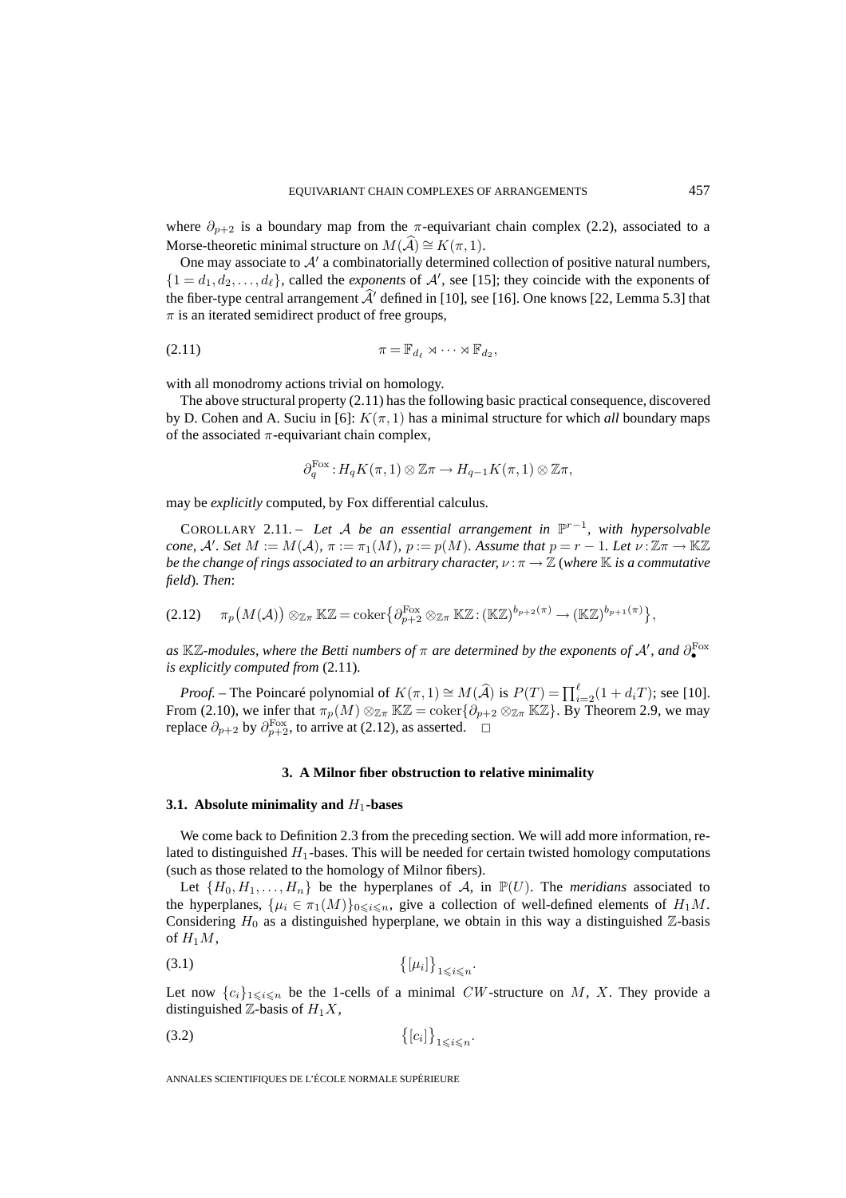where $\partial_{p+2}$ is a boundary map from the $\pi$-equivariant chain complex (2.2), associated to a Morse-theoretic minimal structure on $M(\widehat{\mathcal{A}}) \cong K(\pi, 1)$.

One may associate to $\mathcal{A}'$ a combinatorially determined collection of positive natural numbers, $\{1 = d_1, d_2, \ldots, d_\ell\}$, called the *exponents* of $\mathcal{A}'$, see [15]; they coincide with the exponents of the fiber-type central arrangement $\widehat{\mathcal{A}}'$ defined in [10], see [16]. One knows [22, Lemma 5.3] that $\pi$ is an iterated semidirect product of free groups,

$$\pi = \mathbb{F}_{d_\ell} \rtimes \cdots \rtimes \mathbb{F}_{d_2}, \tag{2.11}$$

with all monodromy actions trivial on homology.

The above structural property (2.11) has the following basic practical consequence, discovered by D. Cohen and A. Suciu in [6]: $K(\pi, 1)$ has a minimal structure for which *all* boundary maps of the associated $\pi$-equivariant chain complex,

$$\partial_q^{\mathrm{Fox}} : H_q K(\pi, 1) \otimes \mathbb{Z}\pi \to H_{q-1} K(\pi, 1) \otimes \mathbb{Z}\pi,$$

may be *explicitly* computed, by Fox differential calculus.

COROLLARY 2.11. – *Let $\mathcal{A}$ be an essential arrangement in $\mathbb{P}^{r-1}$, with hypersolvable cone, $\mathcal{A}'$. Set $M := M(\mathcal{A})$, $\pi := \pi_1(M)$, $p := p(M)$. Assume that $p = r - 1$. Let $\nu : \mathbb{Z}\pi \to \mathbb{K}\mathbb{Z}$ be the change of rings associated to an arbitrary character, $\nu : \pi \to \mathbb{Z}$ (where $\mathbb{K}$ is a commutative field). Then*:

$$\pi_p\big(M(\mathcal{A})\big) \otimes_{\mathbb{Z}\pi} \mathbb{K}\mathbb{Z} = \operatorname{coker}\big\{\partial_{p+2}^{\mathrm{Fox}} \otimes_{\mathbb{Z}\pi} \mathbb{K}\mathbb{Z} : (\mathbb{K}\mathbb{Z})^{b_{p+2}(\pi)} \to (\mathbb{K}\mathbb{Z})^{b_{p+1}(\pi)}\big\}, \tag{2.12}$$

*as $\mathbb{K}\mathbb{Z}$-modules, where the Betti numbers of $\pi$ are determined by the exponents of $\mathcal{A}'$, and $\partial_\bullet^{\mathrm{Fox}}$ is explicitly computed from* (2.11).

*Proof.* – The Poincaré polynomial of $K(\pi, 1) \cong M(\widehat{\mathcal{A}})$ is $P(T) = \prod_{i=2}^{\ell}(1 + d_i T)$; see [10]. From (2.10), we infer that $\pi_p(M) \otimes_{\mathbb{Z}\pi} \mathbb{K}\mathbb{Z} = \operatorname{coker}\{\partial_{p+2} \otimes_{\mathbb{Z}\pi} \mathbb{K}\mathbb{Z}\}$. By Theorem 2.9, we may replace $\partial_{p+2}$ by $\partial_{p+2}^{\mathrm{Fox}}$, to arrive at (2.12), as asserted. □

## 3. A Milnor fiber obstruction to relative minimality

### 3.1. Absolute minimality and $H_1$-bases

We come back to Definition 2.3 from the preceding section. We will add more information, related to distinguished $H_1$-bases. This will be needed for certain twisted homology computations (such as those related to the homology of Milnor fibers).

Let $\{H_0, H_1, \ldots, H_n\}$ be the hyperplanes of $\mathcal{A}$, in $\mathbb{P}(U)$. The *meridians* associated to the hyperplanes, $\{\mu_i \in \pi_1(M)\}_{0 \leqslant i \leqslant n}$, give a collection of well-defined elements of $H_1 M$. Considering $H_0$ as a distinguished hyperplane, we obtain in this way a distinguished $\mathbb{Z}$-basis of $H_1 M$,

$$\big\{[\mu_i]\big\}_{1 \leqslant i \leqslant n}. \tag{3.1}$$

Let now $\{c_i\}_{1 \leqslant i \leqslant n}$ be the 1-cells of a minimal $CW$-structure on $M$, $X$. They provide a distinguished $\mathbb{Z}$-basis of $H_1 X$,

$$\big\{[c_i]\big\}_{1 \leqslant i \leqslant n}. \tag{3.2}$$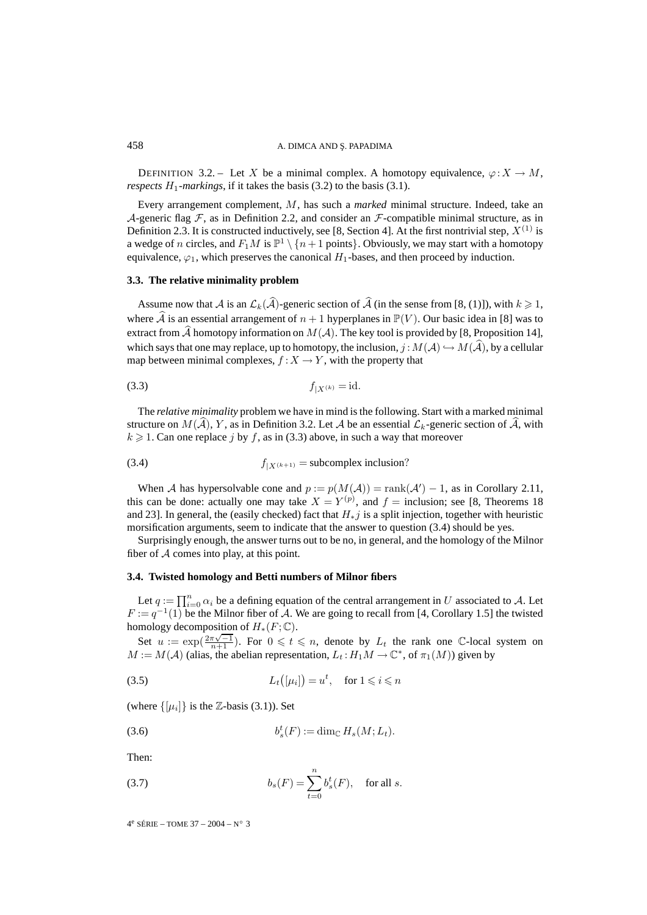DEFINITION 3.2. – Let $X$ be a minimal complex. A homotopy equivalence, $\varphi: X \to M$, *respects $H_1$-markings*, if it takes the basis (3.2) to the basis (3.1).

Every arrangement complement, $M$, has such a *marked* minimal structure. Indeed, take an $\mathcal{A}$-generic flag $\mathcal{F}$, as in Definition 2.2, and consider an $\mathcal{F}$-compatible minimal structure, as in Definition 2.3. It is constructed inductively, see [8, Section 4]. At the first nontrivial step, $X^{(1)}$ is a wedge of $n$ circles, and $F_1 M$ is $\mathbb{P}^1 \setminus \{n+1 \text{ points}\}$. Obviously, we may start with a homotopy equivalence, $\varphi_1$, which preserves the canonical $H_1$-bases, and then proceed by induction.

### 3.3. The relative minimality problem

Assume now that $\mathcal{A}$ is an $\mathcal{L}_k(\widehat{\mathcal{A}})$-generic section of $\widehat{\mathcal{A}}$ (in the sense from [8, (1)]), with $k \geqslant 1$, where $\widehat{\mathcal{A}}$ is an essential arrangement of $n+1$ hyperplanes in $\mathbb{P}(V)$. Our basic idea in [8] was to extract from $\widehat{\mathcal{A}}$ homotopy information on $M(\mathcal{A})$. The key tool is provided by [8, Proposition 14], which says that one may replace, up to homotopy, the inclusion, $j: M(\mathcal{A}) \hookrightarrow M(\widehat{\mathcal{A}})$, by a cellular map between minimal complexes, $f: X \to Y$, with the property that

$$f_{|X^{(k)}} = \mathrm{id}. \tag{3.3}$$

The *relative minimality* problem we have in mind is the following. Start with a marked minimal structure on $M(\widehat{\mathcal{A}})$, $Y$, as in Definition 3.2. Let $\mathcal{A}$ be an essential $\mathcal{L}_k$-generic section of $\widehat{\mathcal{A}}$, with $k \geqslant 1$. Can one replace $j$ by $f$, as in (3.3) above, in such a way that moreover

$$f_{|X^{(k+1)}} = \text{subcomplex inclusion?} \tag{3.4}$$

When $\mathcal{A}$ has hypersolvable cone and $p := p(M(\mathcal{A})) = \mathrm{rank}(\mathcal{A}') - 1$, as in Corollary 2.11, this can be done: actually one may take $X = Y^{(p)}$, and $f$ = inclusion; see [8, Theorems 18 and 23]. In general, the (easily checked) fact that $H_* j$ is a split injection, together with heuristic morsification arguments, seem to indicate that the answer to question (3.4) should be yes.

Surprisingly enough, the answer turns out to be no, in general, and the homology of the Milnor fiber of $\mathcal{A}$ comes into play, at this point.

### 3.4. Twisted homology and Betti numbers of Milnor fibers

Let $q := \prod_{i=0}^{n} \alpha_i$ be a defining equation of the central arrangement in $U$ associated to $\mathcal{A}$. Let $F := q^{-1}(1)$ be the Milnor fiber of $\mathcal{A}$. We are going to recall from [4, Corollary 1.5] the twisted homology decomposition of $H_*(F;\mathbb{C})$.

Set $u := \exp(\frac{2\pi\sqrt{-1}}{n+1})$. For $0 \leqslant t \leqslant n$, denote by $L_t$ the rank one $\mathbb{C}$-local system on $M := M(\mathcal{A})$ (alias, the abelian representation, $L_t: H_1 M \to \mathbb{C}^*$, of $\pi_1(M)$) given by

$$L_t\big([\mu_i]\big) = u^t, \quad \text{for } 1 \leqslant i \leqslant n \tag{3.5}$$

(where $\{[\mu_i]\}$ is the $\mathbb{Z}$-basis (3.1)). Set

$$b_s^t(F) := \dim_{\mathbb{C}} H_s(M; L_t). \tag{3.6}$$

Then:

$$b_s(F) = \sum_{t=0}^{n} b_s^t(F), \quad \text{for all } s. \tag{3.7}$$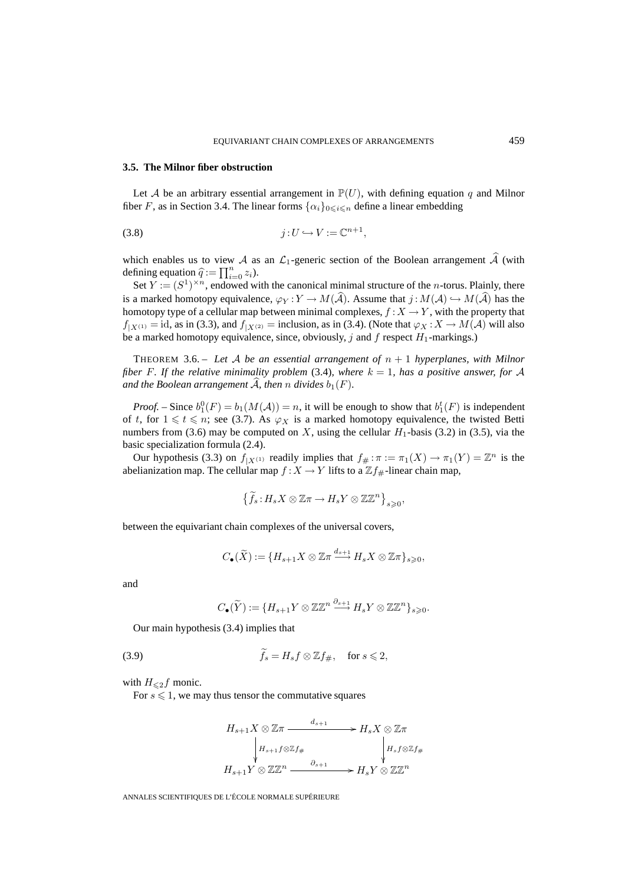### 3.5. The Milnor fiber obstruction

Let $\mathcal{A}$ be an arbitrary essential arrangement in $\mathbb{P}(U)$, with defining equation $q$ and Milnor fiber $F$, as in Section 3.4. The linear forms $\{\alpha_i\}_{0\leqslant i\leqslant n}$ define a linear embedding

$$j : U \hookrightarrow V := \mathbb{C}^{n+1}, \tag{3.8}$$

which enables us to view $\mathcal{A}$ as an $\mathcal{L}_1$-generic section of the Boolean arrangement $\widehat{\mathcal{A}}$ (with defining equation $\widehat{q} := \prod_{i=0}^{n} z_i$).

Set $Y := (S^1)^{\times n}$, endowed with the canonical minimal structure of the $n$-torus. Plainly, there is a marked homotopy equivalence, $\varphi_Y : Y \to M(\widehat{\mathcal{A}})$. Assume that $j : M(\mathcal{A}) \hookrightarrow M(\widehat{\mathcal{A}})$ has the homotopy type of a cellular map between minimal complexes, $f : X \to Y$, with the property that $f_{|X^{(1)}} = \mathrm{id}$, as in (3.3), and $f_{|X^{(2)}} =$ inclusion, as in (3.4). (Note that $\varphi_X : X \to M(\mathcal{A})$ will also be a marked homotopy equivalence, since, obviously, $j$ and $f$ respect $H_1$-markings.)

THEOREM 3.6. – *Let $\mathcal{A}$ be an essential arrangement of $n+1$ hyperplanes, with Milnor fiber $F$. If the relative minimality problem* (3.4)*, where $k = 1$, has a positive answer, for $\mathcal{A}$ and the Boolean arrangement $\widehat{\mathcal{A}}$, then $n$ divides $b_1(F)$.*

*Proof.* – Since $b_1^0(F) = b_1(M(\mathcal{A})) = n$, it will be enough to show that $b_1^t(F)$ is independent of $t$, for $1 \leqslant t \leqslant n$; see (3.7). As $\varphi_X$ is a marked homotopy equivalence, the twisted Betti numbers from (3.6) may be computed on $X$, using the cellular $H_1$-basis (3.2) in (3.5), via the basic specialization formula (2.4).

Our hypothesis (3.3) on $f_{|X^{(1)}}$ readily implies that $f_\# : \pi := \pi_1(X) \to \pi_1(Y) = \mathbb{Z}^n$ is the abelianization map. The cellular map $f : X \to Y$ lifts to a $\mathbb{Z}f_\#$-linear chain map,

$$\bigl\{\widetilde{f}_s : H_s X \otimes \mathbb{Z}\pi \to H_s Y \otimes \mathbb{Z}\mathbb{Z}^n\bigr\}_{s\geqslant 0},$$

between the equivariant chain complexes of the universal covers,

$$C_\bullet(\widetilde{X}) := \{H_{s+1} X \otimes \mathbb{Z}\pi \xrightarrow{d_{s+1}} H_s X \otimes \mathbb{Z}\pi\}_{s\geqslant 0},$$

and

$$C_\bullet(\widetilde{Y}) := \{H_{s+1} Y \otimes \mathbb{Z}\mathbb{Z}^n \xrightarrow{\partial_{s+1}} H_s Y \otimes \mathbb{Z}\mathbb{Z}^n\}_{s\geqslant 0}.$$

Our main hypothesis (3.4) implies that

$$\widetilde{f}_s = H_s f \otimes \mathbb{Z}f_\#, \quad \text{for } s \leqslant 2, \tag{3.9}$$

with $H_{\leqslant 2} f$ monic.

For $s \leqslant 1$, we may thus tensor the commutative squares

$$\begin{array}{ccc}
H_{s+1} X \otimes \mathbb{Z}\pi & \xrightarrow{\quad d_{s+1} \quad} & H_s X \otimes \mathbb{Z}\pi \\
\Big\downarrow{\scriptstyle H_{s+1} f \otimes \mathbb{Z}f_\#} & & \Big\downarrow{\scriptstyle H_s f \otimes \mathbb{Z}f_\#} \\
H_{s+1} Y \otimes \mathbb{Z}\mathbb{Z}^n & \xrightarrow{\quad \partial_{s+1} \quad} & H_s Y \otimes \mathbb{Z}\mathbb{Z}^n
\end{array}$$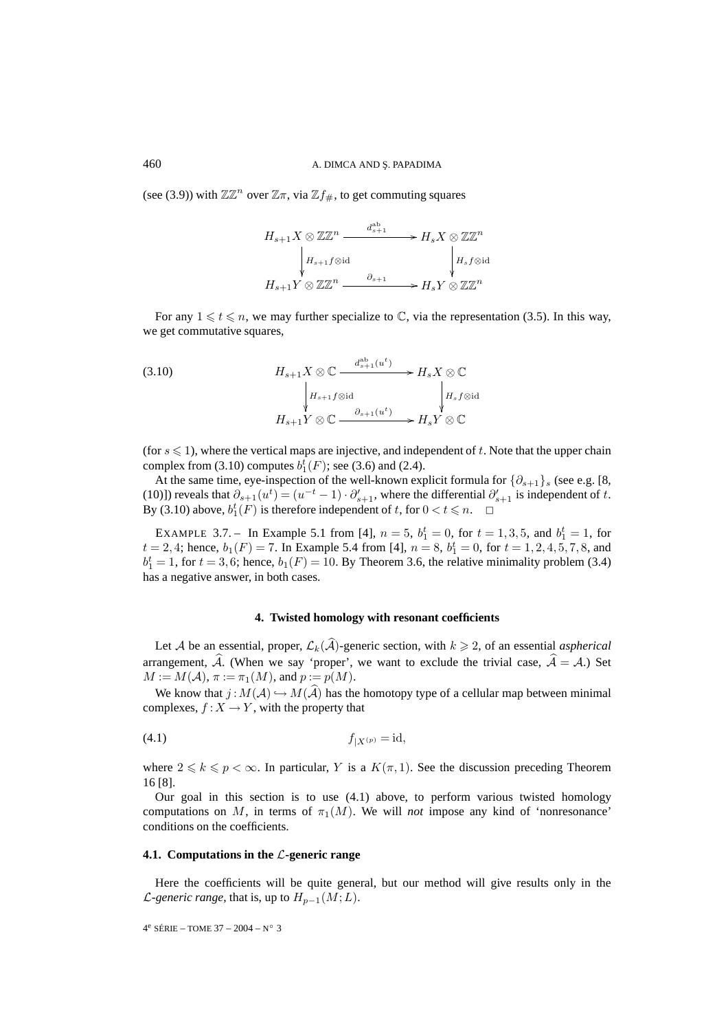(see (3.9)) with $\mathbb{Z}\mathbb{Z}^n$ over $\mathbb{Z}\pi$, via $\mathbb{Z}f_{\#}$, to get commuting squares

$$
\begin{array}{ccc}
H_{s+1}X \otimes \mathbb{Z}\mathbb{Z}^n & \xrightarrow{\ d^{\mathrm{ab}}_{s+1}\ } & H_s X \otimes \mathbb{Z}\mathbb{Z}^n \\
\Big\downarrow {\scriptstyle H_{s+1}f \otimes \mathrm{id}} & & \Big\downarrow {\scriptstyle H_s f \otimes \mathrm{id}} \\
H_{s+1}Y \otimes \mathbb{Z}\mathbb{Z}^n & \xrightarrow{\ \partial_{s+1}\ } & H_s Y \otimes \mathbb{Z}\mathbb{Z}^n
\end{array}
$$

For any $1 \leqslant t \leqslant n$, we may further specialize to $\mathbb{C}$, via the representation (3.5). In this way, we get commutative squares,

$$
\begin{array}{ccc}
H_{s+1}X \otimes \mathbb{C} & \xrightarrow{\ d^{\mathrm{ab}}_{s+1}(u^t)\ } & H_s X \otimes \mathbb{C} \\
\Big\downarrow {\scriptstyle H_{s+1}f \otimes \mathrm{id}} & & \Big\downarrow {\scriptstyle H_s f \otimes \mathrm{id}} \\
H_{s+1}Y \otimes \mathbb{C} & \xrightarrow{\ \partial_{s+1}(u^t)\ } & H_s Y \otimes \mathbb{C}
\end{array}
\tag{3.10}
$$

(for $s \leqslant 1$), where the vertical maps are injective, and independent of $t$. Note that the upper chain complex from (3.10) computes $b_1^t(F)$; see (3.6) and (2.4).

At the same time, eye-inspection of the well-known explicit formula for $\{\partial_{s+1}\}_s$ (see e.g. [8, (10)]) reveals that $\partial_{s+1}(u^t) = (u^{-t} - 1) \cdot \partial'_{s+1}$, where the differential $\partial'_{s+1}$ is independent of $t$. By (3.10) above, $b_1^t(F)$ is therefore independent of $t$, for $0 < t \leqslant n$. $\square$

EXAMPLE 3.7. – In Example 5.1 from [4], $n = 5$, $b_1^t = 0$, for $t = 1, 3, 5$, and $b_1^t = 1$, for $t = 2, 4$; hence, $b_1(F) = 7$. In Example 5.4 from [4], $n = 8$, $b_1^t = 0$, for $t = 1, 2, 4, 5, 7, 8$, and $b_1^t = 1$, for $t = 3, 6$; hence, $b_1(F) = 10$. By Theorem 3.6, the relative minimality problem (3.4) has a negative answer, in both cases.

## 4. Twisted homology with resonant coefficients

Let $\mathcal{A}$ be an essential, proper, $\mathcal{L}_k(\widehat{\mathcal{A}})$-generic section, with $k \geqslant 2$, of an essential *aspherical* arrangement, $\widehat{\mathcal{A}}$. (When we say 'proper', we want to exclude the trivial case, $\widehat{\mathcal{A}} = \mathcal{A}$.) Set $M := M(\mathcal{A})$, $\pi := \pi_1(M)$, and $p := p(M)$.

We know that $j : M(\mathcal{A}) \hookrightarrow M(\widehat{\mathcal{A}})$ has the homotopy type of a cellular map between minimal complexes, $f : X \to Y$, with the property that

$$
f_{|X^{(p)}} = \mathrm{id}, \tag{4.1}
$$

where $2 \leqslant k \leqslant p < \infty$. In particular, $Y$ is a $K(\pi, 1)$. See the discussion preceding Theorem 16 [8].

Our goal in this section is to use (4.1) above, to perform various twisted homology computations on $M$, in terms of $\pi_1(M)$. We will *not* impose any kind of 'nonresonance' conditions on the coefficients.

### 4.1. Computations in the $\mathcal{L}$-generic range

Here the coefficients will be quite general, but our method will give results only in the *$\mathcal{L}$-generic range*, that is, up to $H_{p-1}(M; L)$.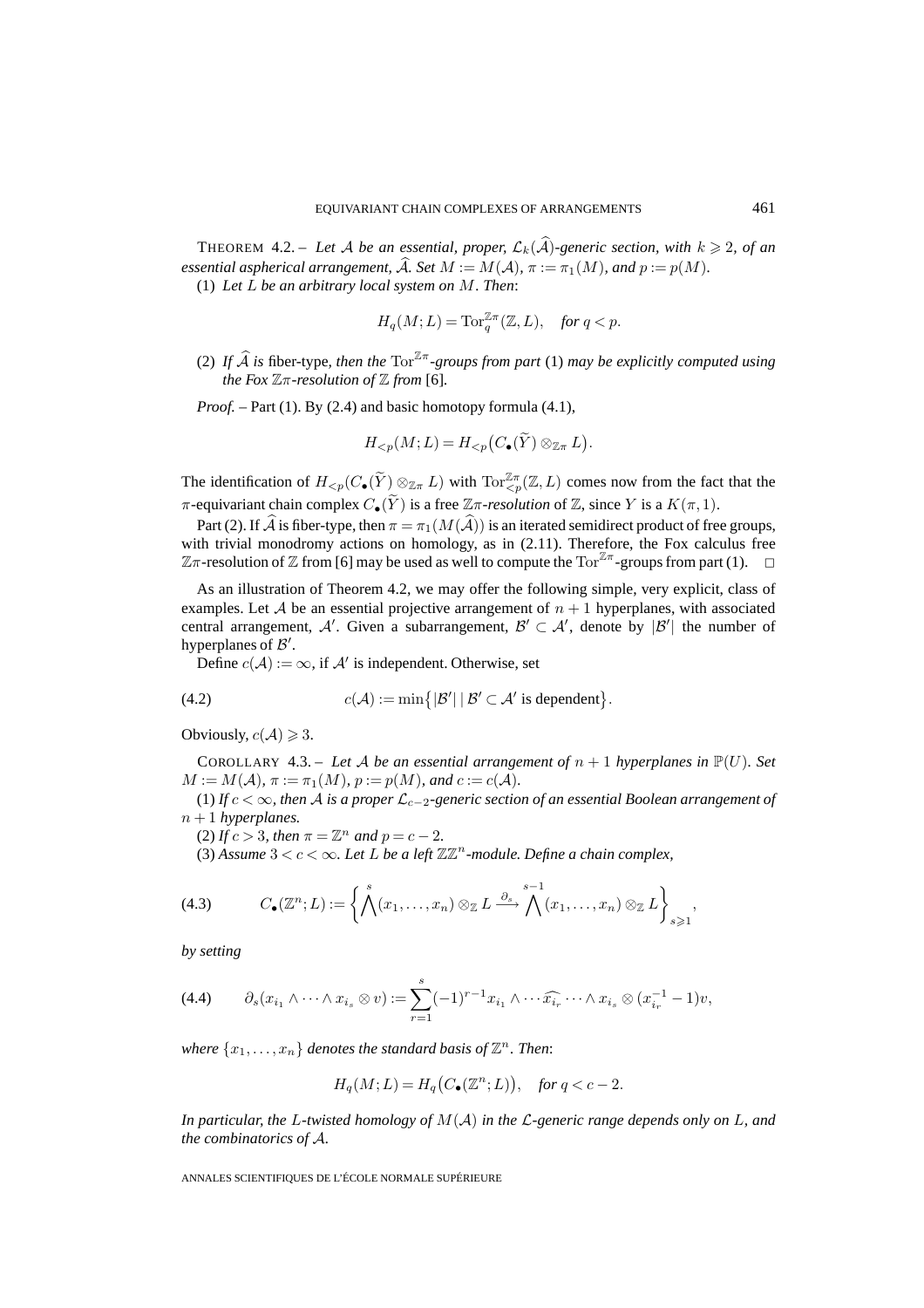THEOREM 4.2. – *Let $\mathcal{A}$ be an essential, proper, $\mathcal{L}_k(\widehat{\mathcal{A}})$-generic section, with $k \geqslant 2$, of an essential aspherical arrangement, $\widehat{\mathcal{A}}$. Set $M := M(\mathcal{A})$, $\pi := \pi_1(M)$, and $p := p(M)$.*

(1) *Let $L$ be an arbitrary local system on $M$. Then*:

$$H_q(M; L) = \operatorname{Tor}_q^{\mathbb{Z}\pi}(\mathbb{Z}, L), \quad \textit{for } q < p.$$

(2) *If $\widehat{\mathcal{A}}$ is* fiber-type, *then the $\operatorname{Tor}^{\mathbb{Z}\pi}$-groups from part* (1) *may be explicitly computed using the Fox $\mathbb{Z}\pi$-resolution of $\mathbb{Z}$ from* [6].

*Proof.* – Part (1). By (2.4) and basic homotopy formula (4.1),

$$H_{<p}(M; L) = H_{<p}\big(C_\bullet(\widetilde{Y}) \otimes_{\mathbb{Z}\pi} L\big).$$

The identification of $H_{<p}(C_\bullet(\widetilde{Y}) \otimes_{\mathbb{Z}\pi} L)$ with $\operatorname{Tor}_{<p}^{\mathbb{Z}\pi}(\mathbb{Z}, L)$ comes now from the fact that the $\pi$-equivariant chain complex $C_\bullet(\widetilde{Y})$ is a free $\mathbb{Z}\pi$-*resolution* of $\mathbb{Z}$, since $Y$ is a $K(\pi, 1)$.

Part (2). If $\widehat{\mathcal{A}}$ is fiber-type, then $\pi = \pi_1(M(\widehat{\mathcal{A}}))$ is an iterated semidirect product of free groups, with trivial monodromy actions on homology, as in (2.11). Therefore, the Fox calculus free $\mathbb{Z}\pi$-resolution of $\mathbb{Z}$ from [6] may be used as well to compute the $\operatorname{Tor}^{\mathbb{Z}\pi}$-groups from part (1). □

As an illustration of Theorem 4.2, we may offer the following simple, very explicit, class of examples. Let $\mathcal{A}$ be an essential projective arrangement of $n+1$ hyperplanes, with associated central arrangement, $\mathcal{A}'$. Given a subarrangement, $\mathcal{B}' \subset \mathcal{A}'$, denote by $|\mathcal{B}'|$ the number of hyperplanes of $\mathcal{B}'$.

Define $c(\mathcal{A}) := \infty$, if $\mathcal{A}'$ is independent. Otherwise, set

$$c(\mathcal{A}) := \min\big\{|\mathcal{B}'| \mid \mathcal{B}' \subset \mathcal{A}' \text{ is dependent}\big\}. \tag{4.2}$$

Obviously, $c(\mathcal{A}) \geqslant 3$.

COROLLARY 4.3. – *Let $\mathcal{A}$ be an essential arrangement of $n+1$ hyperplanes in $\mathbb{P}(U)$. Set $M := M(\mathcal{A})$, $\pi := \pi_1(M)$, $p := p(M)$, and $c := c(\mathcal{A})$.*

(1) *If $c < \infty$, then $\mathcal{A}$ is a proper $\mathcal{L}_{c-2}$-generic section of an essential Boolean arrangement of $n+1$ hyperplanes.*

(2) *If $c > 3$, then $\pi = \mathbb{Z}^n$ and $p = c - 2$.*

(3) *Assume $3 < c < \infty$. Let $L$ be a left $\mathbb{Z}\mathbb{Z}^n$-module. Define a chain complex,*

$$C_\bullet(\mathbb{Z}^n; L) := \left\{ \bigwedge^s (x_1, \ldots, x_n) \otimes_{\mathbb{Z}} L \xrightarrow{\partial_s} \bigwedge^{s-1} (x_1, \ldots, x_n) \otimes_{\mathbb{Z}} L \right\}_{s \geqslant 1}, \tag{4.3}$$

*by setting*

$$\partial_s(x_{i_1} \wedge \cdots \wedge x_{i_s} \otimes v) := \sum_{r=1}^{s} (-1)^{r-1} x_{i_1} \wedge \cdots \widehat{x_{i_r}} \cdots \wedge x_{i_s} \otimes (x_{i_r}^{-1} - 1)v, \tag{4.4}$$

*where $\{x_1, \ldots, x_n\}$ denotes the standard basis of $\mathbb{Z}^n$. Then*:

$$H_q(M; L) = H_q\big(C_\bullet(\mathbb{Z}^n; L)\big), \quad \textit{for } q < c - 2.$$

*In particular, the $L$-twisted homology of $M(\mathcal{A})$ in the $\mathcal{L}$-generic range depends only on $L$, and the combinatorics of $\mathcal{A}$.*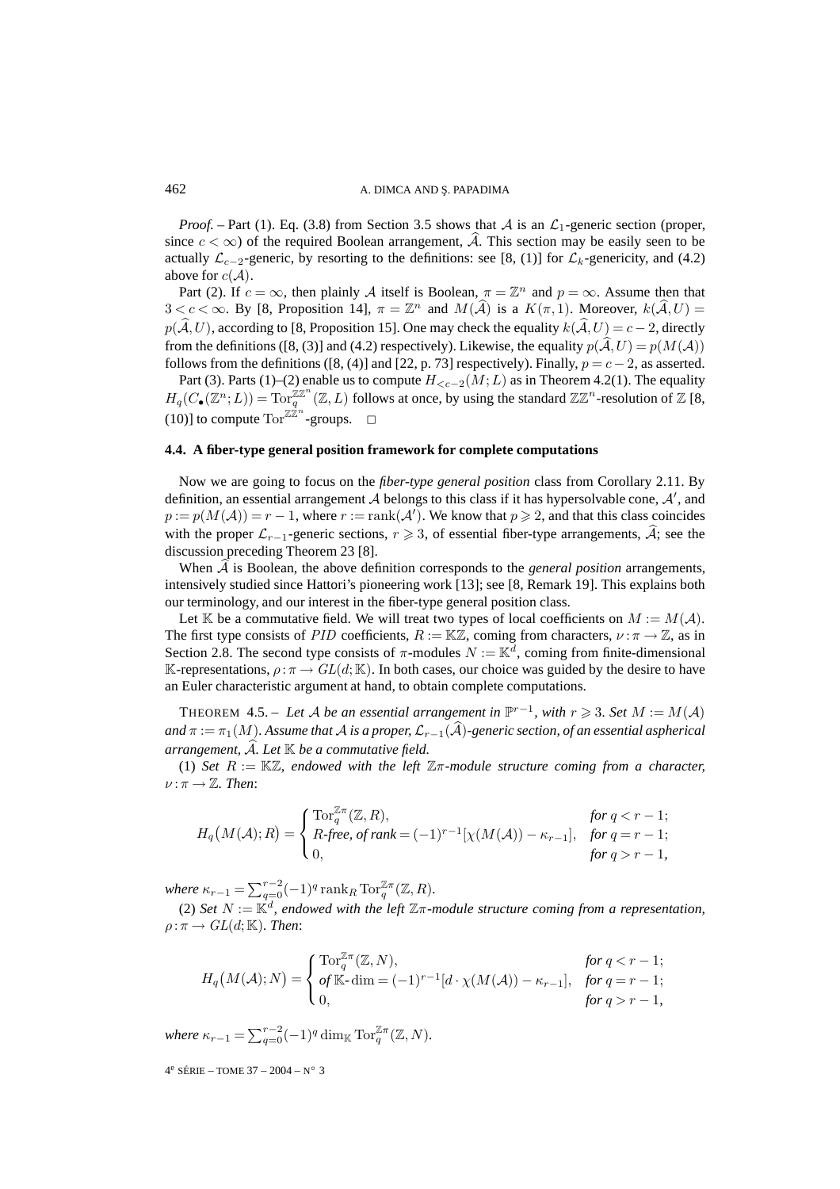*Proof.* – Part (1). Eq. (3.8) from Section 3.5 shows that $\mathcal{A}$ is an $\mathcal{L}_1$-generic section (proper, since $c < \infty$) of the required Boolean arrangement, $\widehat{\mathcal{A}}$. This section may be easily seen to be actually $\mathcal{L}_{c-2}$-generic, by resorting to the definitions: see [8, (1)] for $\mathcal{L}_k$-genericity, and (4.2) above for $c(\mathcal{A})$.

Part (2). If $c = \infty$, then plainly $\mathcal{A}$ itself is Boolean, $\pi = \mathbb{Z}^n$ and $p = \infty$. Assume then that $3 < c < \infty$. By [8, Proposition 14], $\pi = \mathbb{Z}^n$ and $M(\widehat{\mathcal{A}})$ is a $K(\pi, 1)$. Moreover, $k(\widehat{\mathcal{A}}, U) = p(\widehat{\mathcal{A}}, U)$, according to [8, Proposition 15]. One may check the equality $k(\widehat{\mathcal{A}}, U) = c - 2$, directly from the definitions ([8, (3)] and (4.2) respectively). Likewise, the equality $p(\widehat{\mathcal{A}}, U) = p(M(\mathcal{A}))$ follows from the definitions ([8, (4)] and [22, p. 73] respectively). Finally, $p = c - 2$, as asserted.

Part (3). Parts (1)–(2) enable us to compute $H_{<c-2}(M; L)$ as in Theorem 4.2(1). The equality $H_q(C_\bullet(\mathbb{Z}^n; L)) = \operatorname{Tor}_q^{\mathbb{Z}\mathbb{Z}^n}(\mathbb{Z}, L)$ follows at once, by using the standard $\mathbb{Z}\mathbb{Z}^n$-resolution of $\mathbb{Z}$ [8, (10)] to compute $\operatorname{Tor}^{\mathbb{Z}\mathbb{Z}^n}$-groups. □

### 4.4. A fiber-type general position framework for complete computations

Now we are going to focus on the *fiber-type general position* class from Corollary 2.11. By definition, an essential arrangement $\mathcal{A}$ belongs to this class if it has hypersolvable cone, $\mathcal{A}'$, and $p := p(M(\mathcal{A})) = r - 1$, where $r := \operatorname{rank}(\mathcal{A}')$. We know that $p \geqslant 2$, and that this class coincides with the proper $\mathcal{L}_{r-1}$-generic sections, $r \geqslant 3$, of essential fiber-type arrangements, $\widehat{\mathcal{A}}$; see the discussion preceding Theorem 23 [8].

When $\widehat{\mathcal{A}}$ is Boolean, the above definition corresponds to the *general position* arrangements, intensively studied since Hattori's pioneering work [13]; see [8, Remark 19]. This explains both our terminology, and our interest in the fiber-type general position class.

Let $\mathbb{K}$ be a commutative field. We will treat two types of local coefficients on $M := M(\mathcal{A})$. The first type consists of $PID$ coefficients, $R := \mathbb{K}\mathbb{Z}$, coming from characters, $\nu : \pi \to \mathbb{Z}$, as in Section 2.8. The second type consists of $\pi$-modules $N := \mathbb{K}^d$, coming from finite-dimensional $\mathbb{K}$-representations, $\rho : \pi \to GL(d; \mathbb{K})$. In both cases, our choice was guided by the desire to have an Euler characteristic argument at hand, to obtain complete computations.

THEOREM 4.5. – *Let $\mathcal{A}$ be an essential arrangement in $\mathbb{P}^{r-1}$, with $r \geqslant 3$. Set $M := M(\mathcal{A})$ and $\pi := \pi_1(M)$. Assume that $\mathcal{A}$ is a proper, $\mathcal{L}_{r-1}(\widehat{\mathcal{A}})$-generic section, of an essential aspherical arrangement, $\widehat{\mathcal{A}}$. Let $\mathbb{K}$ be a commutative field.*

(1) *Set $R := \mathbb{K}\mathbb{Z}$, endowed with the left $\mathbb{Z}\pi$-module structure coming from a character, $\nu : \pi \to \mathbb{Z}$. Then*:

$$H_q\big(M(\mathcal{A}); R\big) = \begin{cases} \operatorname{Tor}_q^{\mathbb{Z}\pi}(\mathbb{Z}, R), & \text{for } q < r-1; \\ R\text{-free, of rank} = (-1)^{r-1}[\chi(M(\mathcal{A})) - \kappa_{r-1}], & \text{for } q = r-1; \\ 0, & \text{for } q > r-1, \end{cases}$$

*where $\kappa_{r-1} = \sum_{q=0}^{r-2} (-1)^q \operatorname{rank}_R \operatorname{Tor}_q^{\mathbb{Z}\pi}(\mathbb{Z}, R)$.*

(2) *Set $N := \mathbb{K}^d$, endowed with the left $\mathbb{Z}\pi$-module structure coming from a representation, $\rho : \pi \to GL(d; \mathbb{K})$. Then*:

$$H_q\big(M(\mathcal{A}); N\big) = \begin{cases} \operatorname{Tor}_q^{\mathbb{Z}\pi}(\mathbb{Z}, N), & \text{for } q < r-1; \\ \text{of } \mathbb{K}\text{-}\dim = (-1)^{r-1}[d \cdot \chi(M(\mathcal{A})) - \kappa_{r-1}], & \text{for } q = r-1; \\ 0, & \text{for } q > r-1, \end{cases}$$

*where $\kappa_{r-1} = \sum_{q=0}^{r-2} (-1)^q \dim_{\mathbb{K}} \operatorname{Tor}_q^{\mathbb{Z}\pi}(\mathbb{Z}, N)$.*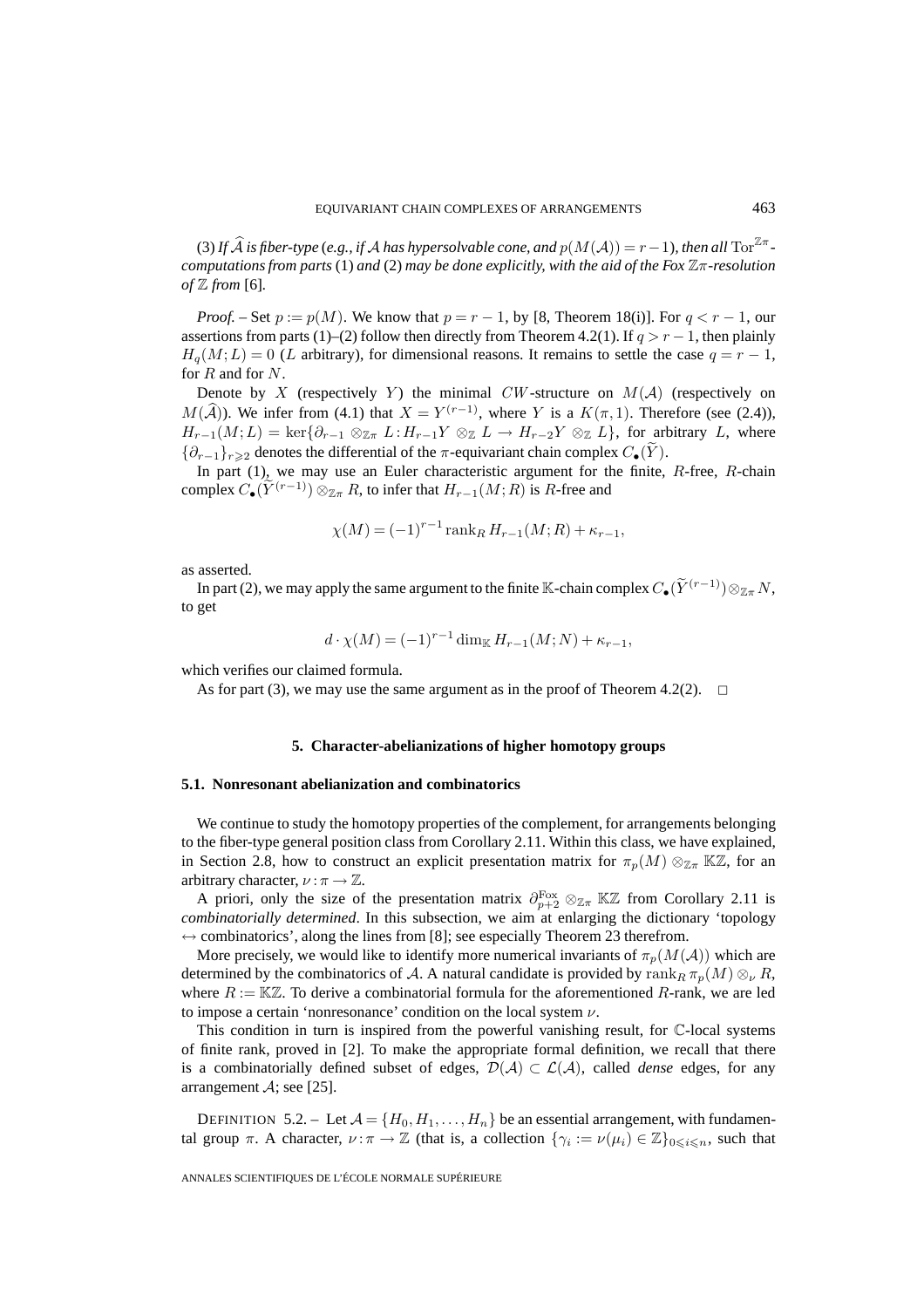(3) *If $\widehat{\mathcal{A}}$ is fiber-type* (*e.g., if $\mathcal{A}$ has hypersolvable cone, and $p(M(\mathcal{A})) = r-1$*), *then all* $\mathrm{Tor}^{\mathbb{Z}\pi}$*-computations from parts* (1) *and* (2) *may be done explicitly, with the aid of the Fox $\mathbb{Z}\pi$-resolution of $\mathbb{Z}$ from* [6].

*Proof.* – Set $p := p(M)$. We know that $p = r-1$, by [8, Theorem 18(i)]. For $q < r-1$, our assertions from parts (1)–(2) follow then directly from Theorem 4.2(1). If $q > r-1$, then plainly $H_q(M; L) = 0$ ($L$ arbitrary), for dimensional reasons. It remains to settle the case $q = r-1$, for $R$ and for $N$.

Denote by $X$ (respectively $Y$) the minimal $CW$-structure on $M(\mathcal{A})$ (respectively on $M(\widehat{\mathcal{A}})$). We infer from (4.1) that $X = Y^{(r-1)}$, where $Y$ is a $K(\pi,1)$. Therefore (see (2.4)), $H_{r-1}(M; L) = \ker\{\partial_{r-1} \otimes_{\mathbb{Z}\pi} L : H_{r-1}Y \otimes_{\mathbb{Z}} L \to H_{r-2}Y \otimes_{\mathbb{Z}} L\}$, for arbitrary $L$, where $\{\partial_{r-1}\}_{r \geqslant 2}$ denotes the differential of the $\pi$-equivariant chain complex $C_\bullet(\widetilde{Y})$.

In part (1), we may use an Euler characteristic argument for the finite, $R$-free, $R$-chain complex $C_\bullet(\widetilde{Y}^{(r-1)}) \otimes_{\mathbb{Z}\pi} R$, to infer that $H_{r-1}(M; R)$ is $R$-free and

$$\chi(M) = (-1)^{r-1} \operatorname{rank}_R H_{r-1}(M; R) + \kappa_{r-1},$$

as asserted.

In part (2), we may apply the same argument to the finite $\mathbb{K}$-chain complex $C_\bullet(\widetilde{Y}^{(r-1)}) \otimes_{\mathbb{Z}\pi} N$, to get

$$d \cdot \chi(M) = (-1)^{r-1} \dim_{\mathbb{K}} H_{r-1}(M; N) + \kappa_{r-1},$$

which verifies our claimed formula.

As for part (3), we may use the same argument as in the proof of Theorem 4.2(2). $\square$

## 5. Character-abelianizations of higher homotopy groups

### 5.1. Nonresonant abelianization and combinatorics

We continue to study the homotopy properties of the complement, for arrangements belonging to the fiber-type general position class from Corollary 2.11. Within this class, we have explained, in Section 2.8, how to construct an explicit presentation matrix for $\pi_p(M) \otimes_{\mathbb{Z}\pi} \mathbb{K}\mathbb{Z}$, for an arbitrary character, $\nu : \pi \to \mathbb{Z}$.

A priori, only the size of the presentation matrix $\partial_{p+2}^{\mathrm{Fox}} \otimes_{\mathbb{Z}\pi} \mathbb{K}\mathbb{Z}$ from Corollary 2.11 is *combinatorially determined*. In this subsection, we aim at enlarging the dictionary 'topology $\leftrightarrow$ combinatorics', along the lines from [8]; see especially Theorem 23 therefrom.

More precisely, we would like to identify more numerical invariants of $\pi_p(M(\mathcal{A}))$ which are determined by the combinatorics of $\mathcal{A}$. A natural candidate is provided by $\operatorname{rank}_R \pi_p(M) \otimes_\nu R$, where $R := \mathbb{K}\mathbb{Z}$. To derive a combinatorial formula for the aforementioned $R$-rank, we are led to impose a certain 'nonresonance' condition on the local system $\nu$.

This condition in turn is inspired from the powerful vanishing result, for $\mathbb{C}$-local systems of finite rank, proved in [2]. To make the appropriate formal definition, we recall that there is a combinatorially defined subset of edges, $\mathcal{D}(\mathcal{A}) \subset \mathcal{L}(\mathcal{A})$, called *dense* edges, for any arrangement $\mathcal{A}$; see [25].

DEFINITION 5.2. – Let $\mathcal{A} = \{H_0, H_1, \ldots, H_n\}$ be an essential arrangement, with fundamental group $\pi$. A character, $\nu : \pi \to \mathbb{Z}$ (that is, a collection $\{\gamma_i := \nu(\mu_i) \in \mathbb{Z}\}_{0 \leqslant i \leqslant n}$, such that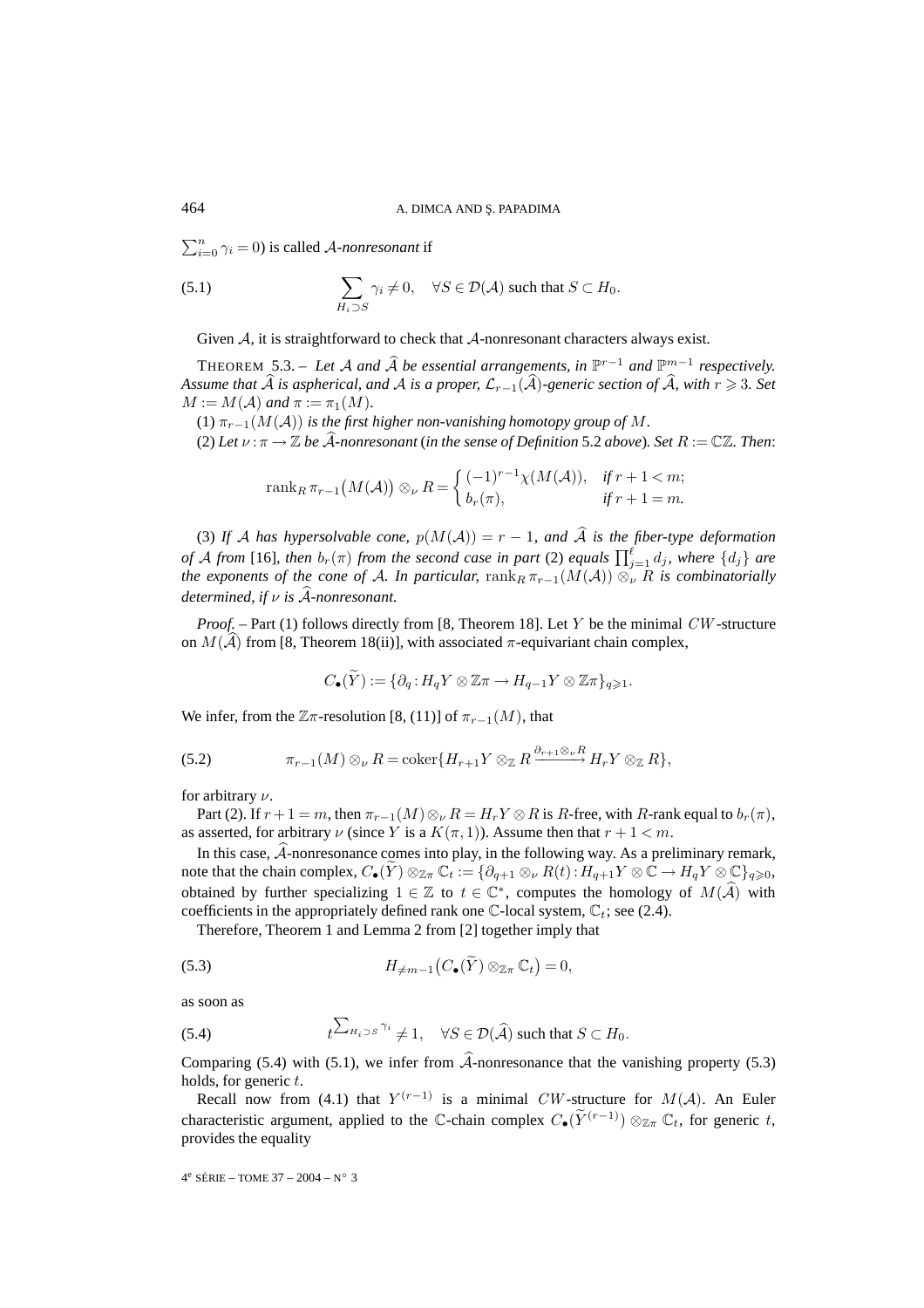$\sum_{i=0}^{n} \gamma_i = 0$) is called $\mathcal{A}$-*nonresonant* if

$$\sum_{H_i \supset S} \gamma_i \neq 0, \quad \forall S \in \mathcal{D}(\mathcal{A}) \text{ such that } S \subset H_0. \tag{5.1}$$

Given $\mathcal{A}$, it is straightforward to check that $\mathcal{A}$-nonresonant characters always exist.

THEOREM 5.3. – *Let $\mathcal{A}$ and $\widehat{\mathcal{A}}$ be essential arrangements, in $\mathbb{P}^{r-1}$ and $\mathbb{P}^{m-1}$ respectively. Assume that $\widehat{\mathcal{A}}$ is aspherical, and $\mathcal{A}$ is a proper, $\mathcal{L}_{r-1}(\widehat{\mathcal{A}})$-generic section of $\widehat{\mathcal{A}}$, with $r \geqslant 3$. Set $M := M(\mathcal{A})$ and $\pi := \pi_1(M)$.*

(1) *$\pi_{r-1}(M(\mathcal{A}))$ is the first higher non-vanishing homotopy group of $M$.*

(2) *Let $\nu : \pi \to \mathbb{Z}$ be $\widehat{\mathcal{A}}$-nonresonant* (*in the sense of Definition* 5.2 *above*). *Set $R := \mathbb{C}\mathbb{Z}$. Then*:

$$\operatorname{rank}_R \pi_{r-1}\big(M(\mathcal{A})\big) \otimes_\nu R = \begin{cases} (-1)^{r-1}\chi(M(\mathcal{A})), & \text{if } r+1 < m; \\ b_r(\pi), & \text{if } r+1 = m. \end{cases}$$

(3) *If $\mathcal{A}$ has hypersolvable cone, $p(M(\mathcal{A})) = r-1$, and $\widehat{\mathcal{A}}$ is the fiber-type deformation of $\mathcal{A}$ from* [16], *then $b_r(\pi)$ from the second case in part* (2) *equals $\prod_{j=1}^{\ell} d_j$, where $\{d_j\}$ are the exponents of the cone of $\mathcal{A}$. In particular, $\operatorname{rank}_R \pi_{r-1}(M(\mathcal{A})) \otimes_\nu R$ is combinatorially determined, if $\nu$ is $\widehat{\mathcal{A}}$-nonresonant.*

*Proof.* – Part (1) follows directly from [8, Theorem 18]. Let $Y$ be the minimal $CW$-structure on $M(\widehat{\mathcal{A}})$ from [8, Theorem 18(ii)], with associated $\pi$-equivariant chain complex,

$$C_\bullet(\widetilde{Y}) := \{\partial_q : H_q Y \otimes \mathbb{Z}\pi \to H_{q-1} Y \otimes \mathbb{Z}\pi\}_{q \geqslant 1}.$$

We infer, from the $\mathbb{Z}\pi$-resolution [8, (11)] of $\pi_{r-1}(M)$, that

$$\pi_{r-1}(M) \otimes_\nu R = \operatorname{coker}\{H_{r+1} Y \otimes_{\mathbb{Z}} R \xrightarrow{\partial_{r+1} \otimes_\nu R} H_r Y \otimes_{\mathbb{Z}} R\}, \tag{5.2}$$

for arbitrary $\nu$.

Part (2). If $r+1 = m$, then $\pi_{r-1}(M) \otimes_\nu R = H_r Y \otimes R$ is $R$-free, with $R$-rank equal to $b_r(\pi)$, as asserted, for arbitrary $\nu$ (since $Y$ is a $K(\pi,1)$). Assume then that $r+1 < m$.

In this case, $\widehat{\mathcal{A}}$-nonresonance comes into play, in the following way. As a preliminary remark, note that the chain complex, $C_\bullet(\widetilde{Y}) \otimes_{\mathbb{Z}\pi} \mathbb{C}_t := \{\partial_{q+1} \otimes_\nu R(t) : H_{q+1} Y \otimes \mathbb{C} \to H_q Y \otimes \mathbb{C}\}_{q \geqslant 0}$, obtained by further specializing $1 \in \mathbb{Z}$ to $t \in \mathbb{C}^*$, computes the homology of $M(\widehat{\mathcal{A}})$ with coefficients in the appropriately defined rank one $\mathbb{C}$-local system, $\mathbb{C}_t$; see (2.4).

Therefore, Theorem 1 and Lemma 2 from [2] together imply that

$$H_{\neq m-1}\big(C_\bullet(\widetilde{Y}) \otimes_{\mathbb{Z}\pi} \mathbb{C}_t\big) = 0, \tag{5.3}$$

as soon as

$$t^{\sum_{H_i \supset S} \gamma_i} \neq 1, \quad \forall S \in \mathcal{D}(\widehat{\mathcal{A}}) \text{ such that } S \subset H_0. \tag{5.4}$$

Comparing (5.4) with (5.1), we infer from $\widehat{\mathcal{A}}$-nonresonance that the vanishing property (5.3) holds, for generic $t$.

Recall now from (4.1) that $Y^{(r-1)}$ is a minimal $CW$-structure for $M(\mathcal{A})$. An Euler characteristic argument, applied to the $\mathbb{C}$-chain complex $C_\bullet(\widetilde{Y}^{(r-1)}) \otimes_{\mathbb{Z}\pi} \mathbb{C}_t$, for generic $t$, provides the equality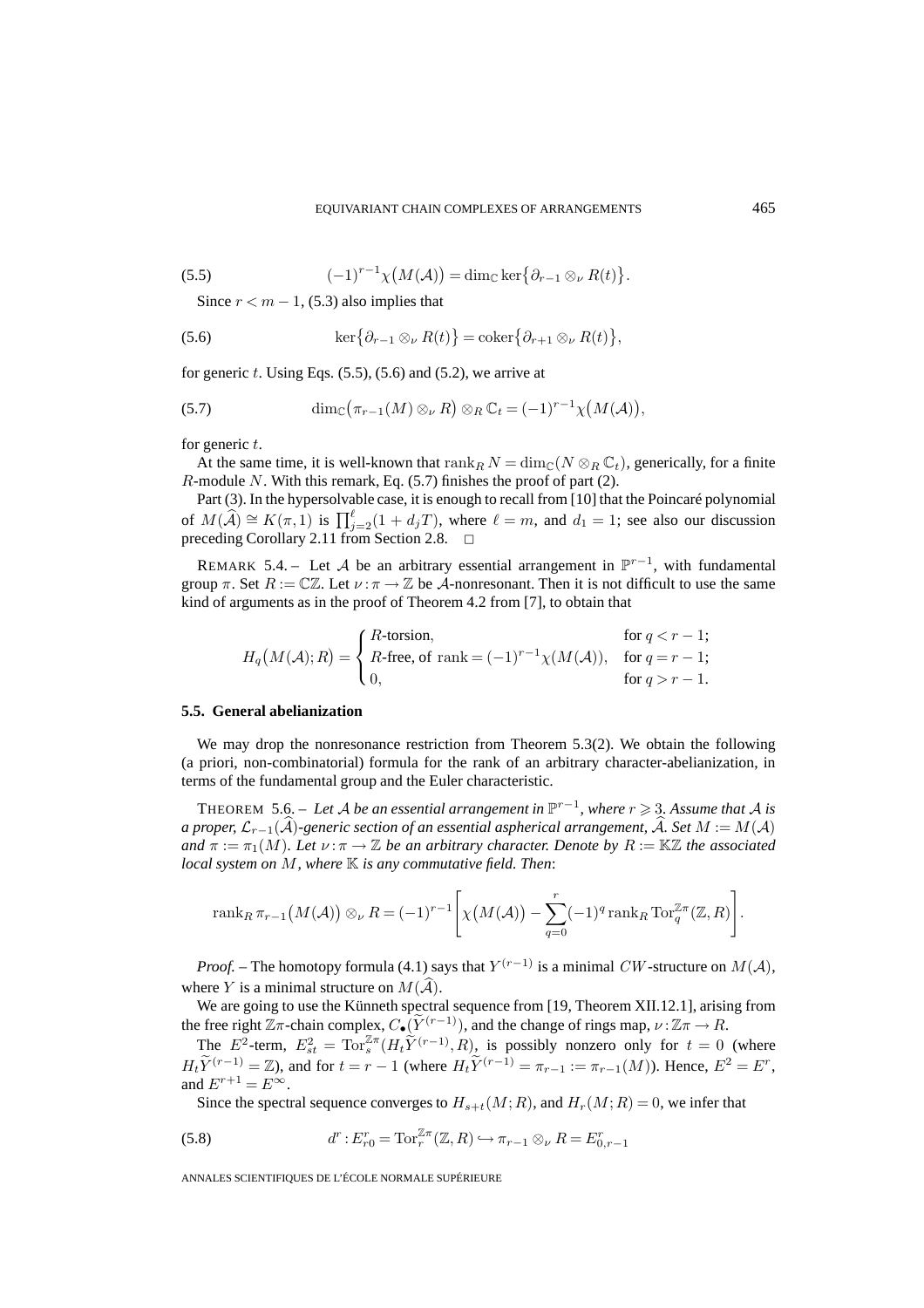$$(5.5) \qquad (-1)^{r-1}\chi\big(M(\mathcal{A})\big) = \dim_{\mathbb{C}} \ker\big\{\partial_{r-1} \otimes_\nu R(t)\big\}.$$

Since $r < m-1$, (5.3) also implies that

$$(5.6) \qquad \ker\big\{\partial_{r-1} \otimes_\nu R(t)\big\} = \operatorname{coker}\big\{\partial_{r+1} \otimes_\nu R(t)\big\},$$

for generic $t$. Using Eqs. (5.5), (5.6) and (5.2), we arrive at

$$(5.7) \qquad \dim_{\mathbb{C}}\big(\pi_{r-1}(M) \otimes_\nu R\big) \otimes_R \mathbb{C}_t = (-1)^{r-1}\chi\big(M(\mathcal{A})\big),$$

for generic $t$.

At the same time, it is well-known that $\operatorname{rank}_R N = \dim_{\mathbb{C}}(N \otimes_R \mathbb{C}_t)$, generically, for a finite $R$-module $N$. With this remark, Eq. (5.7) finishes the proof of part (2).

Part (3). In the hypersolvable case, it is enough to recall from [10] that the Poincaré polynomial of $M(\widehat{\mathcal{A}}) \cong K(\pi,1)$ is $\prod_{j=2}^{\ell}(1+d_jT)$, where $\ell = m$, and $d_1 = 1$; see also our discussion preceding Corollary 2.11 from Section 2.8. □

REMARK 5.4. – Let $\mathcal{A}$ be an arbitrary essential arrangement in $\mathbb{P}^{r-1}$, with fundamental group $\pi$. Set $R := \mathbb{C}\mathbb{Z}$. Let $\nu : \pi \to \mathbb{Z}$ be $\mathcal{A}$-nonresonant. Then it is not difficult to use the same kind of arguments as in the proof of Theorem 4.2 from [7], to obtain that

$$H_q\big(M(\mathcal{A}); R\big) = \begin{cases} R\text{-torsion}, & \text{for } q < r-1; \\ R\text{-free, of } \operatorname{rank} = (-1)^{r-1}\chi(M(\mathcal{A})), & \text{for } q = r-1; \\ 0, & \text{for } q > r-1. \end{cases}$$

### 5.5. General abelianization

We may drop the nonresonance restriction from Theorem 5.3(2). We obtain the following (a priori, non-combinatorial) formula for the rank of an arbitrary character-abelianization, in terms of the fundamental group and the Euler characteristic.

THEOREM 5.6. – *Let $\mathcal{A}$ be an essential arrangement in $\mathbb{P}^{r-1}$, where $r \geqslant 3$. Assume that $\mathcal{A}$ is a proper, $\mathcal{L}_{r-1}(\widehat{\mathcal{A}})$-generic section of an essential aspherical arrangement, $\widehat{\mathcal{A}}$. Set $M := M(\mathcal{A})$ and $\pi := \pi_1(M)$. Let $\nu : \pi \to \mathbb{Z}$ be an arbitrary character. Denote by $R := \mathbb{K}\mathbb{Z}$ the associated local system on $M$, where $\mathbb{K}$ is any commutative field. Then*:

$$\operatorname{rank}_R \pi_{r-1}\big(M(\mathcal{A})\big) \otimes_\nu R = (-1)^{r-1}\left[\chi\big(M(\mathcal{A})\big) - \sum_{q=0}^{r}(-1)^q \operatorname{rank}_R \operatorname{Tor}_q^{\mathbb{Z}\pi}(\mathbb{Z}, R)\right].$$

*Proof.* – The homotopy formula (4.1) says that $Y^{(r-1)}$ is a minimal $CW$-structure on $M(\mathcal{A})$, where $Y$ is a minimal structure on $M(\widehat{\mathcal{A}})$.

We are going to use the Künneth spectral sequence from [19, Theorem XII.12.1], arising from the free right $\mathbb{Z}\pi$-chain complex, $C_\bullet(\widetilde{Y}^{(r-1)})$, and the change of rings map, $\nu : \mathbb{Z}\pi \to R$.

The $E^2$-term, $E^2_{st} = \operatorname{Tor}_s^{\mathbb{Z}\pi}(H_t\widetilde{Y}^{(r-1)}, R)$, is possibly nonzero only for $t = 0$ (where $H_t\widetilde{Y}^{(r-1)} = \mathbb{Z}$), and for $t = r-1$ (where $H_t\widetilde{Y}^{(r-1)} = \pi_{r-1} := \pi_{r-1}(M)$). Hence, $E^2 = E^r$, and $E^{r+1} = E^\infty$.

Since the spectral sequence converges to $H_{s+t}(M; R)$, and $H_r(M; R) = 0$, we infer that

$$(5.8) \qquad d^r : E^r_{r0} = \operatorname{Tor}_r^{\mathbb{Z}\pi}(\mathbb{Z}, R) \hookrightarrow \pi_{r-1} \otimes_\nu R = E^r_{0,r-1}$$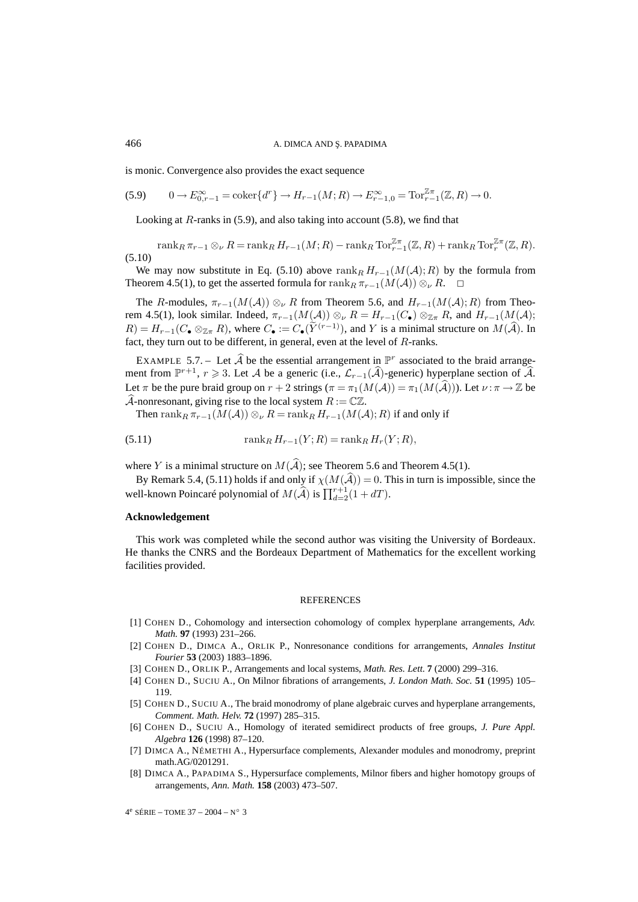is monic. Convergence also provides the exact sequence

$$0 \to E^{\infty}_{0,r-1} = \operatorname{coker}\{d^r\} \to H_{r-1}(M;R) \to E^{\infty}_{r-1,0} = \operatorname{Tor}^{\mathbb{Z}\pi}_{r-1}(\mathbb{Z},R) \to 0. \tag{5.9}$$

Looking at $R$-ranks in (5.9), and also taking into account (5.8), we find that

$$\operatorname{rank}_R \pi_{r-1} \otimes_\nu R = \operatorname{rank}_R H_{r-1}(M;R) - \operatorname{rank}_R \operatorname{Tor}^{\mathbb{Z}\pi}_{r-1}(\mathbb{Z},R) + \operatorname{rank}_R \operatorname{Tor}^{\mathbb{Z}\pi}_{r}(\mathbb{Z},R). \tag{5.10}$$

We may now substitute in Eq. (5.10) above $\operatorname{rank}_R H_{r-1}(M(\mathcal{A});R)$ by the formula from Theorem 4.5(1), to get the asserted formula for $\operatorname{rank}_R \pi_{r-1}(M(\mathcal{A})) \otimes_\nu R$. □

The $R$-modules, $\pi_{r-1}(M(\mathcal{A})) \otimes_\nu R$ from Theorem 5.6, and $H_{r-1}(M(\mathcal{A});R)$ from Theorem 4.5(1), look similar. Indeed, $\pi_{r-1}(M(\mathcal{A})) \otimes_\nu R = H_{r-1}(C_\bullet) \otimes_{\mathbb{Z}\pi} R$, and $H_{r-1}(M(\mathcal{A}); R) = H_{r-1}(C_\bullet \otimes_{\mathbb{Z}\pi} R)$, where $C_\bullet := C_\bullet(\widetilde{Y}^{(r-1)})$, and $Y$ is a minimal structure on $M(\widehat{\mathcal{A}})$. In fact, they turn out to be different, in general, even at the level of $R$-ranks.

EXAMPLE 5.7. – Let $\widehat{\mathcal{A}}$ be the essential arrangement in $\mathbb{P}^r$ associated to the braid arrangement from $\mathbb{P}^{r+1}$, $r \geqslant 3$. Let $\mathcal{A}$ be a generic (i.e., $\mathcal{L}_{r-1}(\widehat{\mathcal{A}})$-generic) hyperplane section of $\widehat{\mathcal{A}}$. Let $\pi$ be the pure braid group on $r+2$ strings ($\pi = \pi_1(M(\mathcal{A})) = \pi_1(M(\widehat{\mathcal{A}}))$). Let $\nu : \pi \to \mathbb{Z}$ be $\widehat{\mathcal{A}}$-nonresonant, giving rise to the local system $R := \mathbb{C}\mathbb{Z}$.

Then $\operatorname{rank}_R \pi_{r-1}(M(\mathcal{A})) \otimes_\nu R = \operatorname{rank}_R H_{r-1}(M(\mathcal{A});R)$ if and only if

$$\operatorname{rank}_R H_{r-1}(Y;R) = \operatorname{rank}_R H_r(Y;R), \tag{5.11}$$

where $Y$ is a minimal structure on $M(\widehat{\mathcal{A}})$; see Theorem 5.6 and Theorem 4.5(1).

By Remark 5.4, (5.11) holds if and only if $\chi(M(\widehat{\mathcal{A}})) = 0$. This in turn is impossible, since the well-known Poincaré polynomial of $M(\widehat{\mathcal{A}})$ is $\prod_{d=2}^{r+1}(1+dT)$.

## Acknowledgement

This work was completed while the second author was visiting the University of Bordeaux. He thanks the CNRS and the Bordeaux Department of Mathematics for the excellent working facilities provided.

## REFERENCES

[1] COHEN D., Cohomology and intersection cohomology of complex hyperplane arrangements, *Adv. Math.* **97** (1993) 231–266.

[2] COHEN D., DIMCA A., ORLIK P., Nonresonance conditions for arrangements, *Annales Institut Fourier* **53** (2003) 1883–1896.

[3] COHEN D., ORLIK P., Arrangements and local systems, *Math. Res. Lett.* **7** (2000) 299–316.

[4] COHEN D., SUCIU A., On Milnor fibrations of arrangements, *J. London Math. Soc.* **51** (1995) 105–119.

[5] COHEN D., SUCIU A., The braid monodromy of plane algebraic curves and hyperplane arrangements, *Comment. Math. Helv.* **72** (1997) 285–315.

[6] COHEN D., SUCIU A., Homology of iterated semidirect products of free groups, *J. Pure Appl. Algebra* **126** (1998) 87–120.

[7] DIMCA A., NÉMETHI A., Hypersurface complements, Alexander modules and monodromy, preprint math.AG/0201291.

[8] DIMCA A., PAPADIMA S., Hypersurface complements, Milnor fibers and higher homotopy groups of arrangements, *Ann. Math.* **158** (2003) 473–507.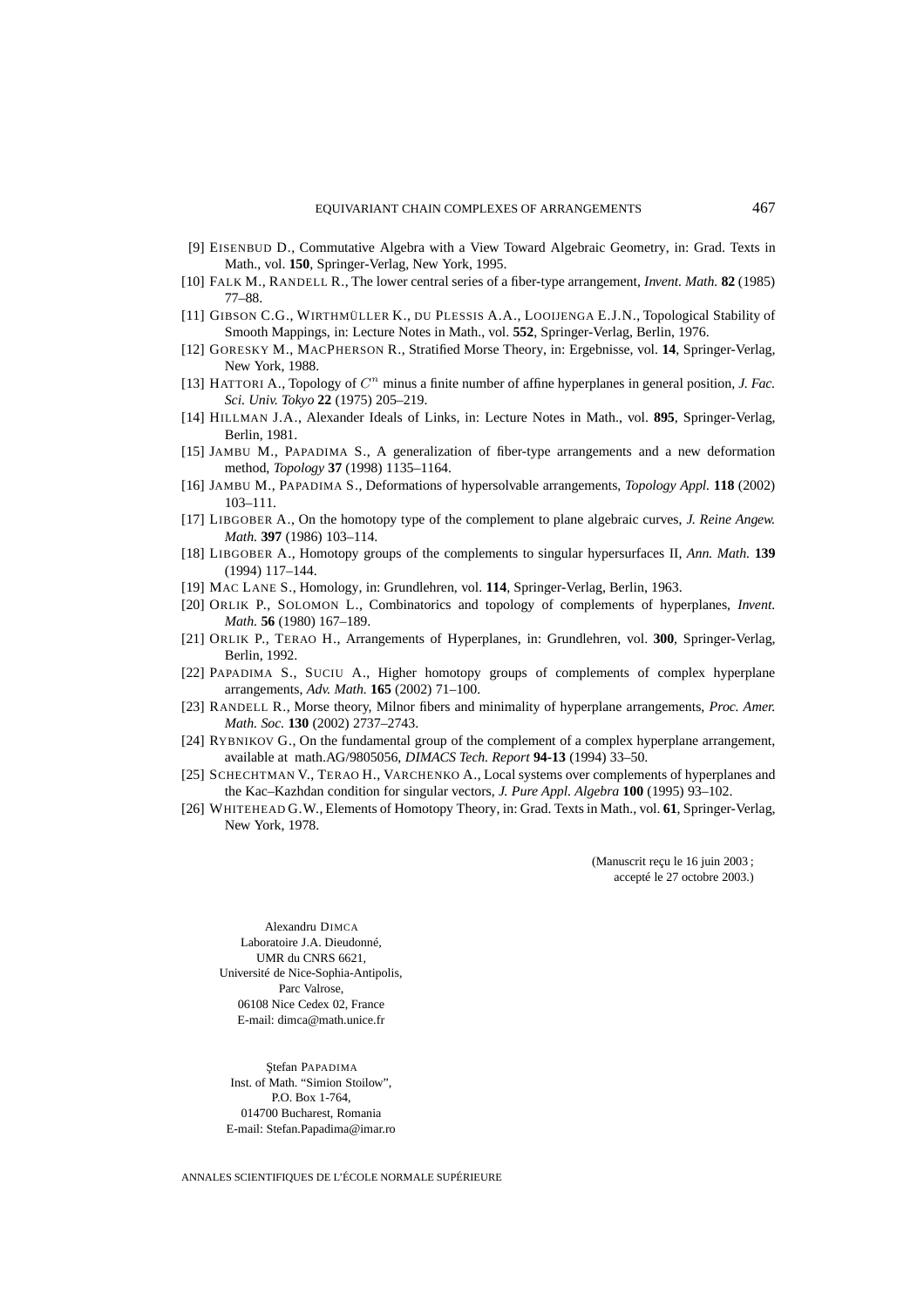[9] EISENBUD D., Commutative Algebra with a View Toward Algebraic Geometry, in: Grad. Texts in Math., vol. **150**, Springer-Verlag, New York, 1995.

[10] FALK M., RANDELL R., The lower central series of a fiber-type arrangement, *Invent. Math.* **82** (1985) 77–88.

[11] GIBSON C.G., WIRTHMÜLLER K., DU PLESSIS A.A., LOOIJENGA E.J.N., Topological Stability of Smooth Mappings, in: Lecture Notes in Math., vol. **552**, Springer-Verlag, Berlin, 1976.

[12] GORESKY M., MACPHERSON R., Stratified Morse Theory, in: Ergebnisse, vol. **14**, Springer-Verlag, New York, 1988.

[13] HATTORI A., Topology of $C^n$ minus a finite number of affine hyperplanes in general position, *J. Fac. Sci. Univ. Tokyo* **22** (1975) 205–219.

[14] HILLMAN J.A., Alexander Ideals of Links, in: Lecture Notes in Math., vol. **895**, Springer-Verlag, Berlin, 1981.

[15] JAMBU M., PAPADIMA S., A generalization of fiber-type arrangements and a new deformation method, *Topology* **37** (1998) 1135–1164.

[16] JAMBU M., PAPADIMA S., Deformations of hypersolvable arrangements, *Topology Appl.* **118** (2002) 103–111.

[17] LIBGOBER A., On the homotopy type of the complement to plane algebraic curves, *J. Reine Angew. Math.* **397** (1986) 103–114.

[18] LIBGOBER A., Homotopy groups of the complements to singular hypersurfaces II, *Ann. Math.* **139** (1994) 117–144.

[19] MAC LANE S., Homology, in: Grundlehren, vol. **114**, Springer-Verlag, Berlin, 1963.

[20] ORLIK P., SOLOMON L., Combinatorics and topology of complements of hyperplanes, *Invent. Math.* **56** (1980) 167–189.

[21] ORLIK P., TERAO H., Arrangements of Hyperplanes, in: Grundlehren, vol. **300**, Springer-Verlag, Berlin, 1992.

[22] PAPADIMA S., SUCIU A., Higher homotopy groups of complements of complex hyperplane arrangements, *Adv. Math.* **165** (2002) 71–100.

[23] RANDELL R., Morse theory, Milnor fibers and minimality of hyperplane arrangements, *Proc. Amer. Math. Soc.* **130** (2002) 2737–2743.

[24] RYBNIKOV G., On the fundamental group of the complement of a complex hyperplane arrangement, available at math.AG/9805056, *DIMACS Tech. Report* **94-13** (1994) 33–50.

[25] SCHECHTMAN V., TERAO H., VARCHENKO A., Local systems over complements of hyperplanes and the Kac–Kazhdan condition for singular vectors, *J. Pure Appl. Algebra* **100** (1995) 93–102.

[26] WHITEHEAD G.W., Elements of Homotopy Theory, in: Grad. Texts in Math., vol. **61**, Springer-Verlag, New York, 1978.

(Manuscrit reçu le 16 juin 2003 ;
accepté le 27 octobre 2003.)

Alexandru DIMCA
Laboratoire J.A. Dieudonné,
UMR du CNRS 6621,
Université de Nice-Sophia-Antipolis,
Parc Valrose,
06108 Nice Cedex 02, France
E-mail: dimca@math.unice.fr

Ştefan PAPADIMA
Inst. of Math. "Simion Stoilow",
P.O. Box 1-764,
014700 Bucharest, Romania
E-mail: Stefan.Papadima@imar.ro